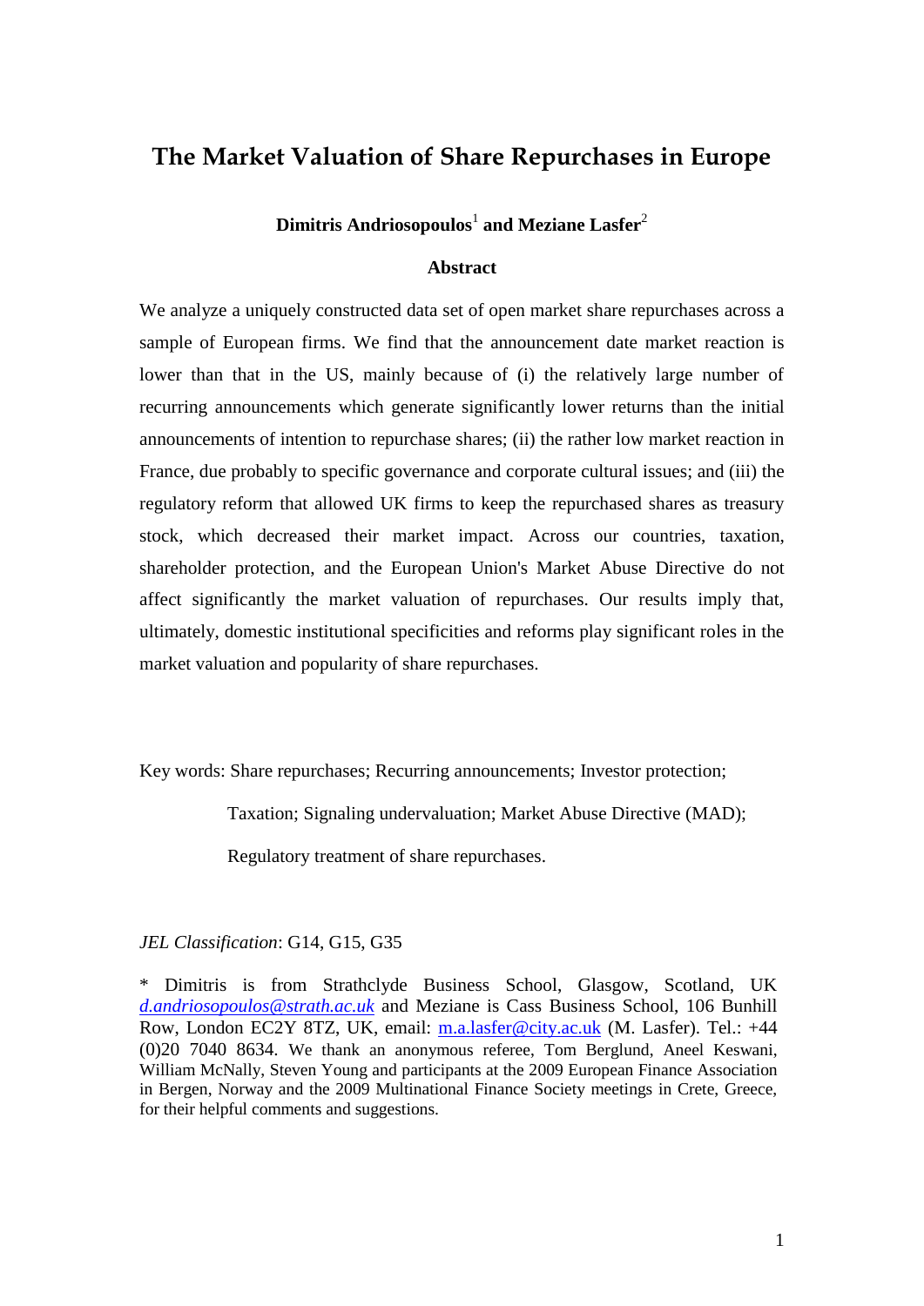# The Market Valuation of Share Repurchases in Europe

**Dimitris Andriosopoulos**[1] **and Meziane Lasfer**[2]

**Abstract**

We analyze a uniquely constructed data set of open market share repurchases across a sample of European firms. We find that the announcement date market reaction is lower than that in the US, mainly because of (i) the relatively large number of recurring announcements which generate significantly lower returns than the initial announcements of intention to repurchase shares; (ii) the rather low market reaction in France, due probably to specific governance and corporate cultural issues; and (iii) the regulatory reform that allowed UK firms to keep the repurchased shares as treasury stock, which decreased their market impact. Across our countries, taxation, shareholder protection, and the European Union's Market Abuse Directive do not affect significantly the market valuation of repurchases. Our results imply that, ultimately, domestic institutional specificities and reforms play significant roles in the market valuation and popularity of share repurchases.

Key words: Share repurchases; Recurring announcements; Investor protection; Taxation; Signaling undervaluation; Market Abuse Directive (MAD); Regulatory treatment of share repurchases.

*JEL Classification*: G14, G15, G35

\* Dimitris is from Strathclyde Business School, Glasgow, Scotland, UK *d.andriosopoulos@strath.ac.uk* and Meziane is Cass Business School, 106 Bunhill Row, London EC2Y 8TZ, UK, email: m.a.lasfer@city.ac.uk (M. Lasfer). Tel.: +44 (0)20 7040 8634. We thank an anonymous referee, Tom Berglund, Aneel Keswani, William McNally, Steven Young and participants at the 2009 European Finance Association in Bergen, Norway and the 2009 Multinational Finance Society meetings in Crete, Greece, for their helpful comments and suggestions.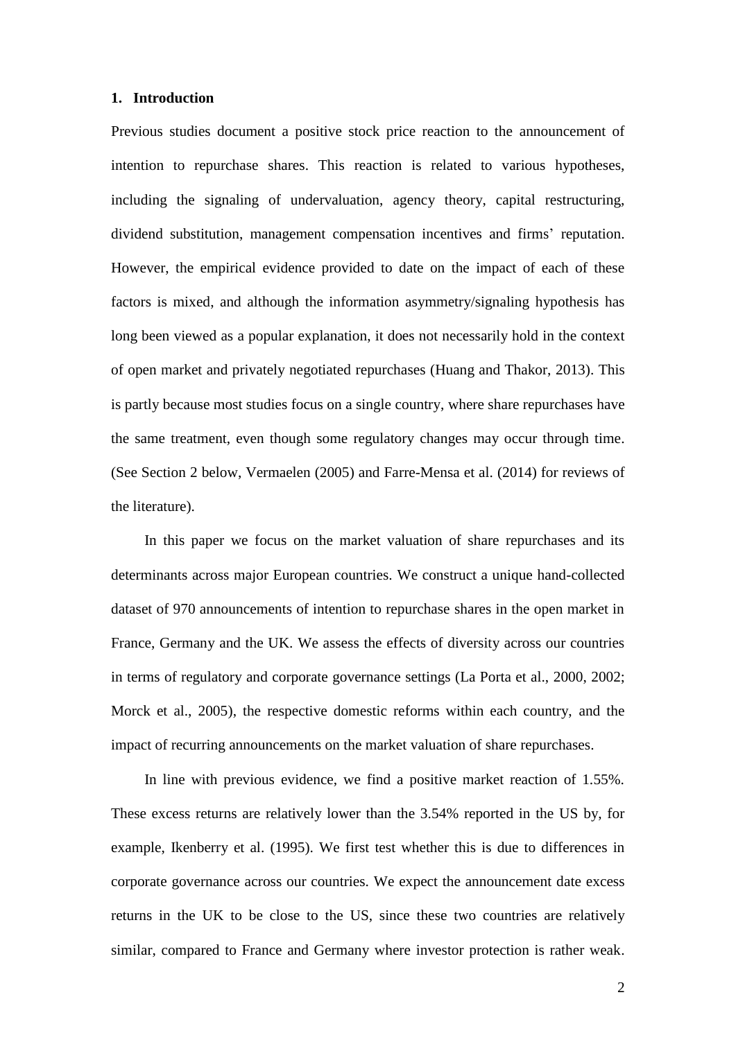## 1. Introduction

Previous studies document a positive stock price reaction to the announcement of intention to repurchase shares. This reaction is related to various hypotheses, including the signaling of undervaluation, agency theory, capital restructuring, dividend substitution, management compensation incentives and firms' reputation. However, the empirical evidence provided to date on the impact of each of these factors is mixed, and although the information asymmetry/signaling hypothesis has long been viewed as a popular explanation, it does not necessarily hold in the context of open market and privately negotiated repurchases (Huang and Thakor, 2013). This is partly because most studies focus on a single country, where share repurchases have the same treatment, even though some regulatory changes may occur through time. (See Section 2 below, Vermaelen (2005) and Farre-Mensa et al. (2014) for reviews of the literature).

In this paper we focus on the market valuation of share repurchases and its determinants across major European countries. We construct a unique hand-collected dataset of 970 announcements of intention to repurchase shares in the open market in France, Germany and the UK. We assess the effects of diversity across our countries in terms of regulatory and corporate governance settings (La Porta et al., 2000, 2002; Morck et al., 2005), the respective domestic reforms within each country, and the impact of recurring announcements on the market valuation of share repurchases.

In line with previous evidence, we find a positive market reaction of 1.55%. These excess returns are relatively lower than the 3.54% reported in the US by, for example, Ikenberry et al. (1995). We first test whether this is due to differences in corporate governance across our countries. We expect the announcement date excess returns in the UK to be close to the US, since these two countries are relatively similar, compared to France and Germany where investor protection is rather weak.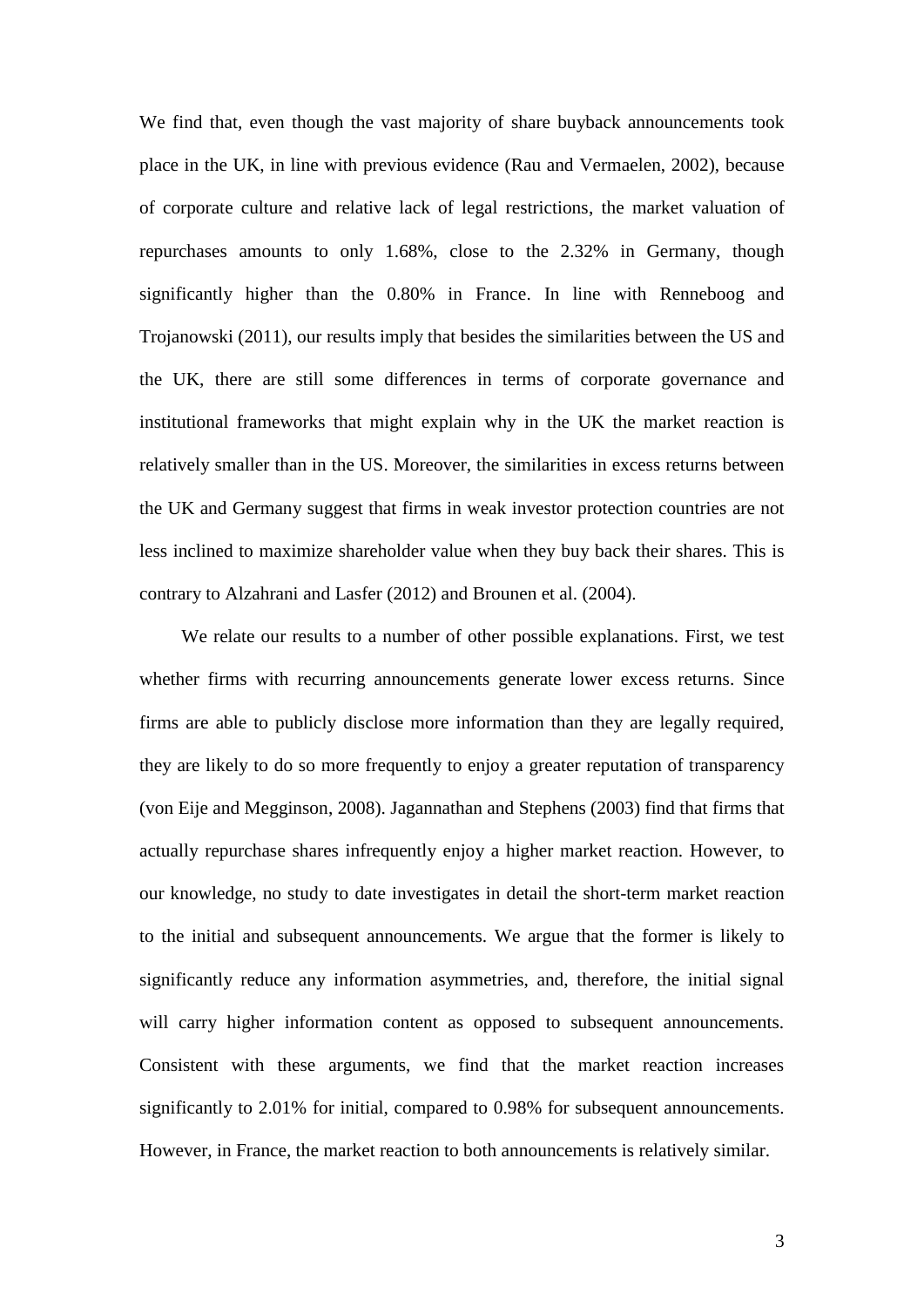We find that, even though the vast majority of share buyback announcements took place in the UK, in line with previous evidence (Rau and Vermaelen, 2002), because of corporate culture and relative lack of legal restrictions, the market valuation of repurchases amounts to only 1.68%, close to the 2.32% in Germany, though significantly higher than the 0.80% in France. In line with Renneboog and Trojanowski (2011), our results imply that besides the similarities between the US and the UK, there are still some differences in terms of corporate governance and institutional frameworks that might explain why in the UK the market reaction is relatively smaller than in the US. Moreover, the similarities in excess returns between the UK and Germany suggest that firms in weak investor protection countries are not less inclined to maximize shareholder value when they buy back their shares. This is contrary to Alzahrani and Lasfer (2012) and Brounen et al. (2004).

We relate our results to a number of other possible explanations. First, we test whether firms with recurring announcements generate lower excess returns. Since firms are able to publicly disclose more information than they are legally required, they are likely to do so more frequently to enjoy a greater reputation of transparency (von Eije and Megginson, 2008). Jagannathan and Stephens (2003) find that firms that actually repurchase shares infrequently enjoy a higher market reaction. However, to our knowledge, no study to date investigates in detail the short-term market reaction to the initial and subsequent announcements. We argue that the former is likely to significantly reduce any information asymmetries, and, therefore, the initial signal will carry higher information content as opposed to subsequent announcements. Consistent with these arguments, we find that the market reaction increases significantly to 2.01% for initial, compared to 0.98% for subsequent announcements. However, in France, the market reaction to both announcements is relatively similar.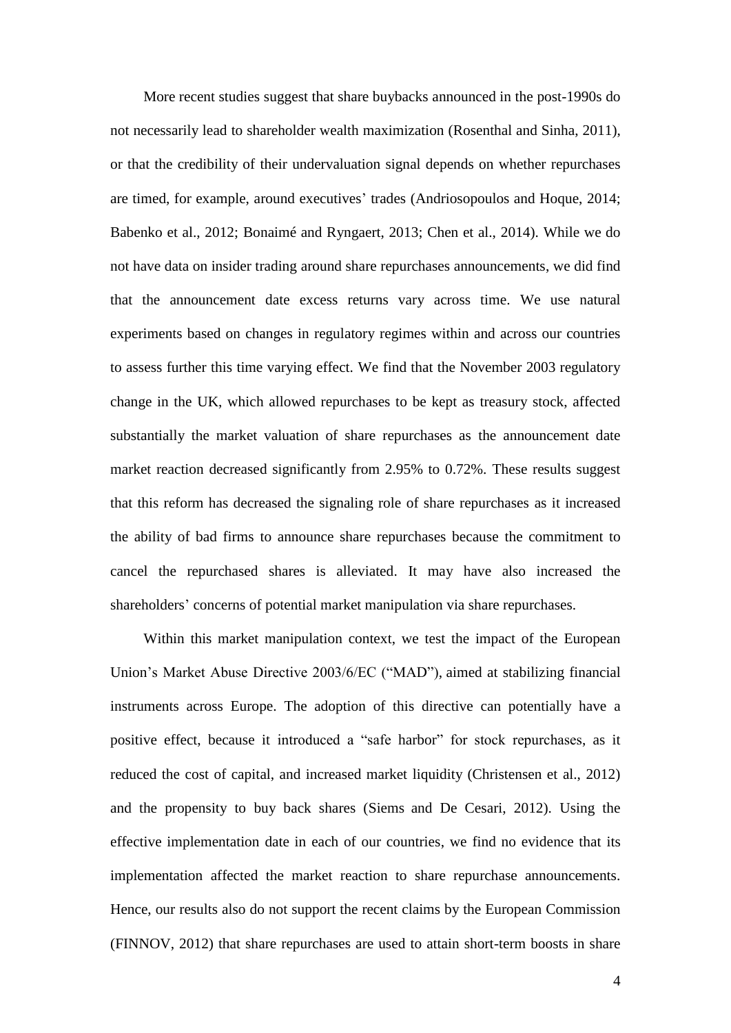More recent studies suggest that share buybacks announced in the post-1990s do not necessarily lead to shareholder wealth maximization (Rosenthal and Sinha, 2011), or that the credibility of their undervaluation signal depends on whether repurchases are timed, for example, around executives' trades (Andriosopoulos and Hoque, 2014; Babenko et al., 2012; Bonaimé and Ryngaert, 2013; Chen et al., 2014). While we do not have data on insider trading around share repurchases announcements, we did find that the announcement date excess returns vary across time. We use natural experiments based on changes in regulatory regimes within and across our countries to assess further this time varying effect. We find that the November 2003 regulatory change in the UK, which allowed repurchases to be kept as treasury stock, affected substantially the market valuation of share repurchases as the announcement date market reaction decreased significantly from 2.95% to 0.72%. These results suggest that this reform has decreased the signaling role of share repurchases as it increased the ability of bad firms to announce share repurchases because the commitment to cancel the repurchased shares is alleviated. It may have also increased the shareholders' concerns of potential market manipulation via share repurchases.

Within this market manipulation context, we test the impact of the European Union's Market Abuse Directive 2003/6/EC ("MAD"), aimed at stabilizing financial instruments across Europe. The adoption of this directive can potentially have a positive effect, because it introduced a "safe harbor" for stock repurchases, as it reduced the cost of capital, and increased market liquidity (Christensen et al., 2012) and the propensity to buy back shares (Siems and De Cesari, 2012). Using the effective implementation date in each of our countries, we find no evidence that its implementation affected the market reaction to share repurchase announcements. Hence, our results also do not support the recent claims by the European Commission (FINNOV, 2012) that share repurchases are used to attain short-term boosts in share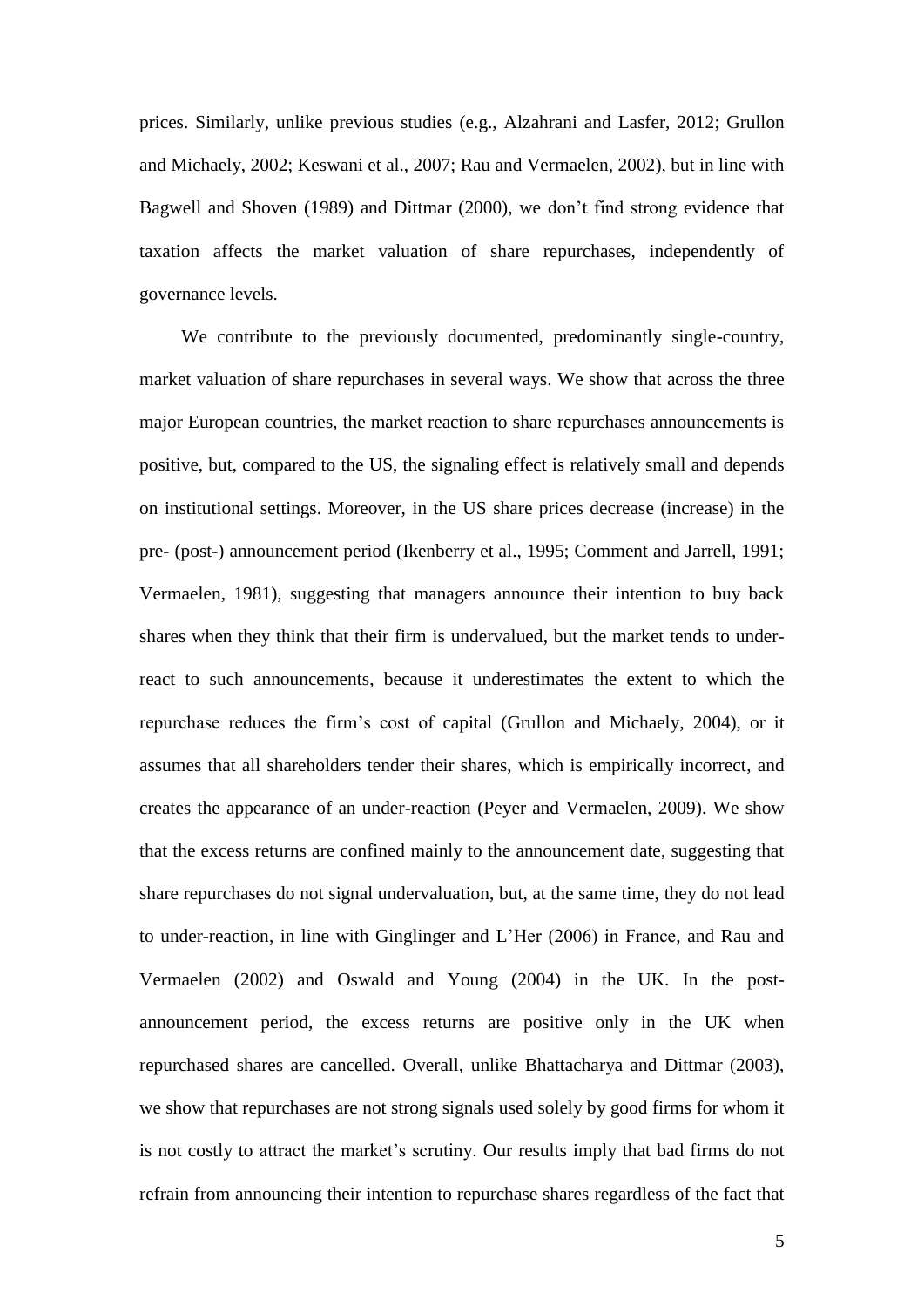prices. Similarly, unlike previous studies (e.g., Alzahrani and Lasfer, 2012; Grullon and Michaely, 2002; Keswani et al., 2007; Rau and Vermaelen, 2002), but in line with Bagwell and Shoven (1989) and Dittmar (2000), we don't find strong evidence that taxation affects the market valuation of share repurchases, independently of governance levels.

We contribute to the previously documented, predominantly single-country, market valuation of share repurchases in several ways. We show that across the three major European countries, the market reaction to share repurchases announcements is positive, but, compared to the US, the signaling effect is relatively small and depends on institutional settings. Moreover, in the US share prices decrease (increase) in the pre- (post-) announcement period (Ikenberry et al., 1995; Comment and Jarrell, 1991; Vermaelen, 1981), suggesting that managers announce their intention to buy back shares when they think that their firm is undervalued, but the market tends to under-react to such announcements, because it underestimates the extent to which the repurchase reduces the firm's cost of capital (Grullon and Michaely, 2004), or it assumes that all shareholders tender their shares, which is empirically incorrect, and creates the appearance of an under-reaction (Peyer and Vermaelen, 2009). We show that the excess returns are confined mainly to the announcement date, suggesting that share repurchases do not signal undervaluation, but, at the same time, they do not lead to under-reaction, in line with Ginglinger and L'Her (2006) in France, and Rau and Vermaelen (2002) and Oswald and Young (2004) in the UK. In the post-announcement period, the excess returns are positive only in the UK when repurchased shares are cancelled. Overall, unlike Bhattacharya and Dittmar (2003), we show that repurchases are not strong signals used solely by good firms for whom it is not costly to attract the market's scrutiny. Our results imply that bad firms do not refrain from announcing their intention to repurchase shares regardless of the fact that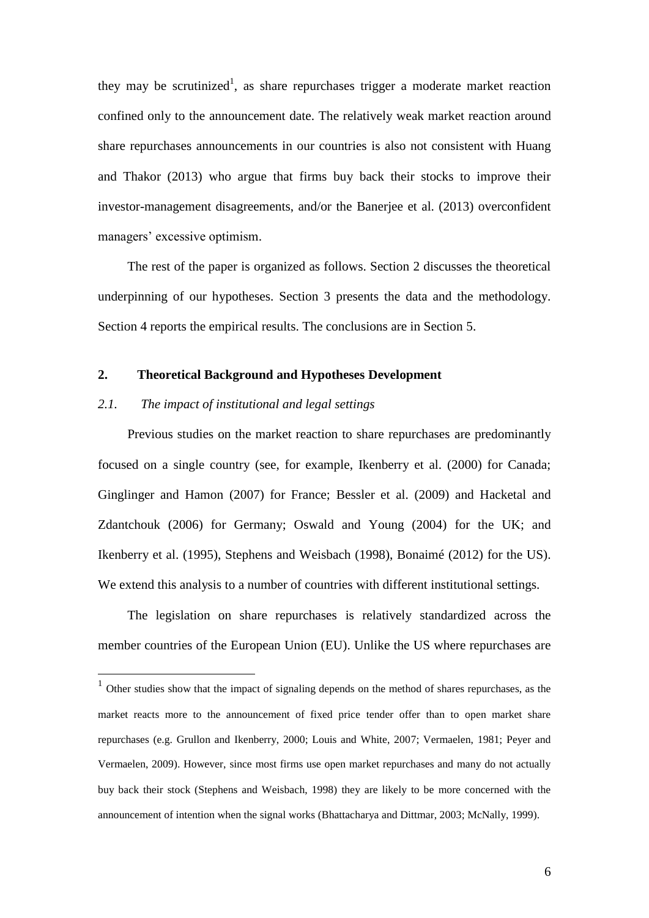they may be scrutinized[1], as share repurchases trigger a moderate market reaction confined only to the announcement date. The relatively weak market reaction around share repurchases announcements in our countries is also not consistent with Huang and Thakor (2013) who argue that firms buy back their stocks to improve their investor-management disagreements, and/or the Banerjee et al. (2013) overconfident managers' excessive optimism.

The rest of the paper is organized as follows. Section 2 discusses the theoretical underpinning of our hypotheses. Section 3 presents the data and the methodology. Section 4 reports the empirical results. The conclusions are in Section 5.

## 2. Theoretical Background and Hypotheses Development

### *2.1. The impact of institutional and legal settings*

Previous studies on the market reaction to share repurchases are predominantly focused on a single country (see, for example, Ikenberry et al. (2000) for Canada; Ginglinger and Hamon (2007) for France; Bessler et al. (2009) and Hacketal and Zdantchouk (2006) for Germany; Oswald and Young (2004) for the UK; and Ikenberry et al. (1995), Stephens and Weisbach (1998), Bonaimé (2012) for the US). We extend this analysis to a number of countries with different institutional settings.

The legislation on share repurchases is relatively standardized across the member countries of the European Union (EU). Unlike the US where repurchases are

[1] Other studies show that the impact of signaling depends on the method of shares repurchases, as the market reacts more to the announcement of fixed price tender offer than to open market share repurchases (e.g. Grullon and Ikenberry, 2000; Louis and White, 2007; Vermaelen, 1981; Peyer and Vermaelen, 2009). However, since most firms use open market repurchases and many do not actually buy back their stock (Stephens and Weisbach, 1998) they are likely to be more concerned with the announcement of intention when the signal works (Bhattacharya and Dittmar, 2003; McNally, 1999).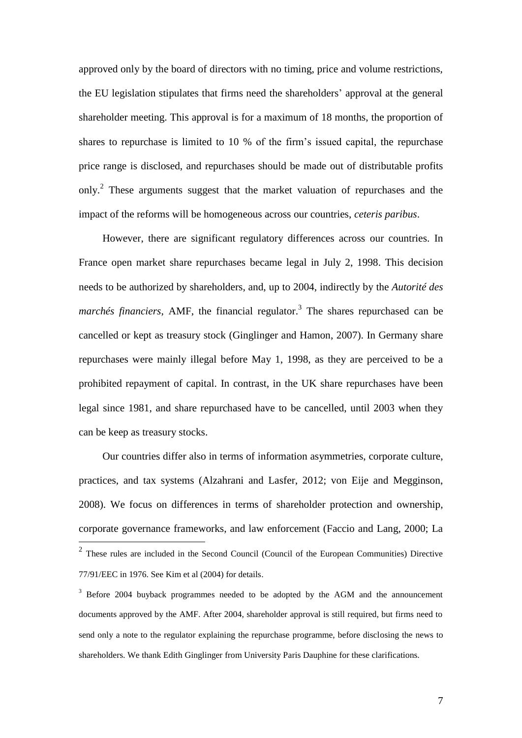approved only by the board of directors with no timing, price and volume restrictions, the EU legislation stipulates that firms need the shareholders' approval at the general shareholder meeting. This approval is for a maximum of 18 months, the proportion of shares to repurchase is limited to 10 % of the firm's issued capital, the repurchase price range is disclosed, and repurchases should be made out of distributable profits only.[2] These arguments suggest that the market valuation of repurchases and the impact of the reforms will be homogeneous across our countries, *ceteris paribus*.

However, there are significant regulatory differences across our countries. In France open market share repurchases became legal in July 2, 1998. This decision needs to be authorized by shareholders, and, up to 2004, indirectly by the *Autorité des marchés financiers*, AMF, the financial regulator.[3] The shares repurchased can be cancelled or kept as treasury stock (Ginglinger and Hamon, 2007). In Germany share repurchases were mainly illegal before May 1, 1998, as they are perceived to be a prohibited repayment of capital. In contrast, in the UK share repurchases have been legal since 1981, and share repurchased have to be cancelled, until 2003 when they can be keep as treasury stocks.

Our countries differ also in terms of information asymmetries, corporate culture, practices, and tax systems (Alzahrani and Lasfer, 2012; von Eije and Megginson, 2008). We focus on differences in terms of shareholder protection and ownership, corporate governance frameworks, and law enforcement (Faccio and Lang, 2000; La

---

[2] These rules are included in the Second Council (Council of the European Communities) Directive 77/91/EEC in 1976. See Kim et al (2004) for details.

[3] Before 2004 buyback programmes needed to be adopted by the AGM and the announcement documents approved by the AMF. After 2004, shareholder approval is still required, but firms need to send only a note to the regulator explaining the repurchase programme, before disclosing the news to shareholders. We thank Edith Ginglinger from University Paris Dauphine for these clarifications.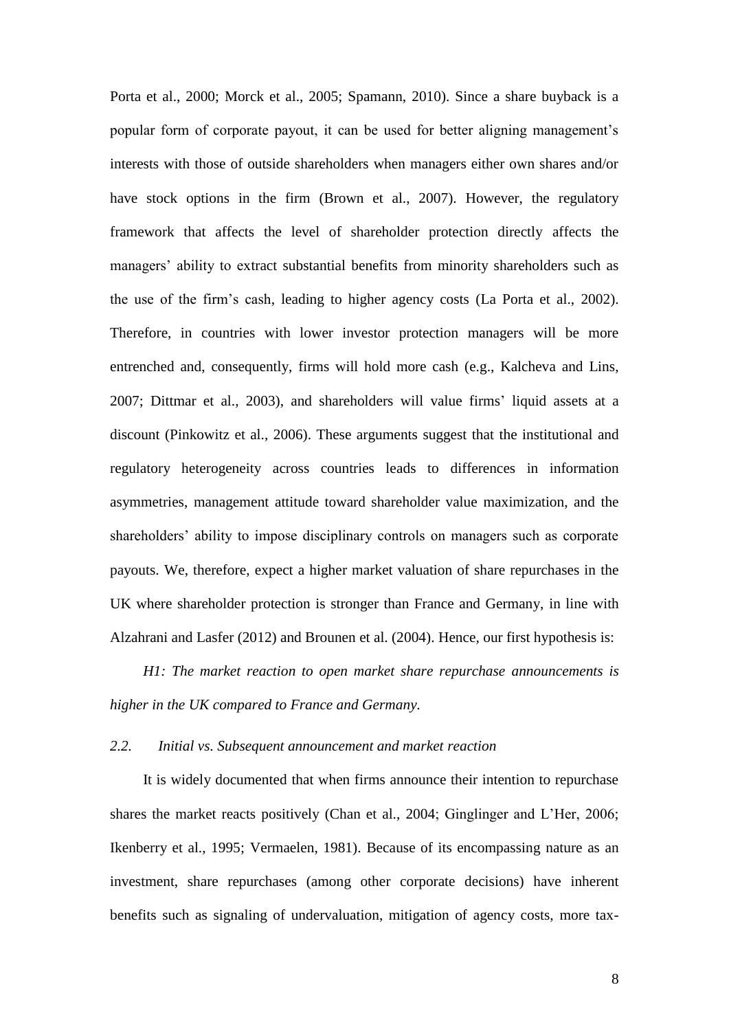Porta et al., 2000; Morck et al., 2005; Spamann, 2010). Since a share buyback is a popular form of corporate payout, it can be used for better aligning management's interests with those of outside shareholders when managers either own shares and/or have stock options in the firm (Brown et al., 2007). However, the regulatory framework that affects the level of shareholder protection directly affects the managers' ability to extract substantial benefits from minority shareholders such as the use of the firm's cash, leading to higher agency costs (La Porta et al., 2002). Therefore, in countries with lower investor protection managers will be more entrenched and, consequently, firms will hold more cash (e.g., Kalcheva and Lins, 2007; Dittmar et al., 2003), and shareholders will value firms' liquid assets at a discount (Pinkowitz et al., 2006). These arguments suggest that the institutional and regulatory heterogeneity across countries leads to differences in information asymmetries, management attitude toward shareholder value maximization, and the shareholders' ability to impose disciplinary controls on managers such as corporate payouts. We, therefore, expect a higher market valuation of share repurchases in the UK where shareholder protection is stronger than France and Germany, in line with Alzahrani and Lasfer (2012) and Brounen et al. (2004). Hence, our first hypothesis is:

*H1: The market reaction to open market share repurchase announcements is higher in the UK compared to France and Germany.*

### *2.2. Initial vs. Subsequent announcement and market reaction*

It is widely documented that when firms announce their intention to repurchase shares the market reacts positively (Chan et al., 2004; Ginglinger and L'Her, 2006; Ikenberry et al., 1995; Vermaelen, 1981). Because of its encompassing nature as an investment, share repurchases (among other corporate decisions) have inherent benefits such as signaling of undervaluation, mitigation of agency costs, more tax-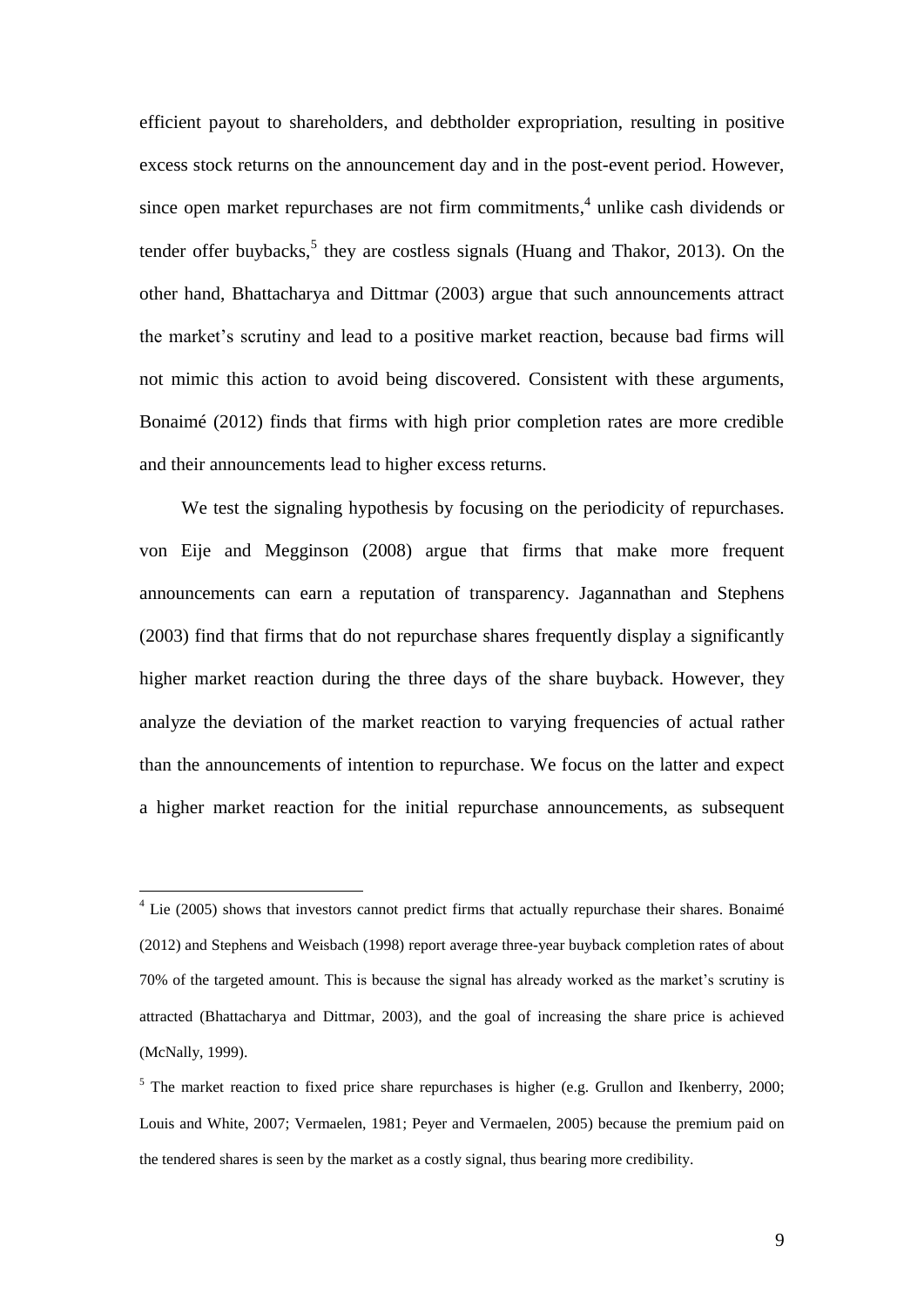efficient payout to shareholders, and debtholder expropriation, resulting in positive excess stock returns on the announcement day and in the post-event period. However, since open market repurchases are not firm commitments,[4] unlike cash dividends or tender offer buybacks,[5] they are costless signals (Huang and Thakor, 2013). On the other hand, Bhattacharya and Dittmar (2003) argue that such announcements attract the market's scrutiny and lead to a positive market reaction, because bad firms will not mimic this action to avoid being discovered. Consistent with these arguments, Bonaimé (2012) finds that firms with high prior completion rates are more credible and their announcements lead to higher excess returns.

We test the signaling hypothesis by focusing on the periodicity of repurchases. von Eije and Megginson (2008) argue that firms that make more frequent announcements can earn a reputation of transparency. Jagannathan and Stephens (2003) find that firms that do not repurchase shares frequently display a significantly higher market reaction during the three days of the share buyback. However, they analyze the deviation of the market reaction to varying frequencies of actual rather than the announcements of intention to repurchase. We focus on the latter and expect a higher market reaction for the initial repurchase announcements, as subsequent

[4] Lie (2005) shows that investors cannot predict firms that actually repurchase their shares. Bonaimé (2012) and Stephens and Weisbach (1998) report average three-year buyback completion rates of about 70% of the targeted amount. This is because the signal has already worked as the market's scrutiny is attracted (Bhattacharya and Dittmar, 2003), and the goal of increasing the share price is achieved (McNally, 1999).

[5] The market reaction to fixed price share repurchases is higher (e.g. Grullon and Ikenberry, 2000; Louis and White, 2007; Vermaelen, 1981; Peyer and Vermaelen, 2005) because the premium paid on the tendered shares is seen by the market as a costly signal, thus bearing more credibility.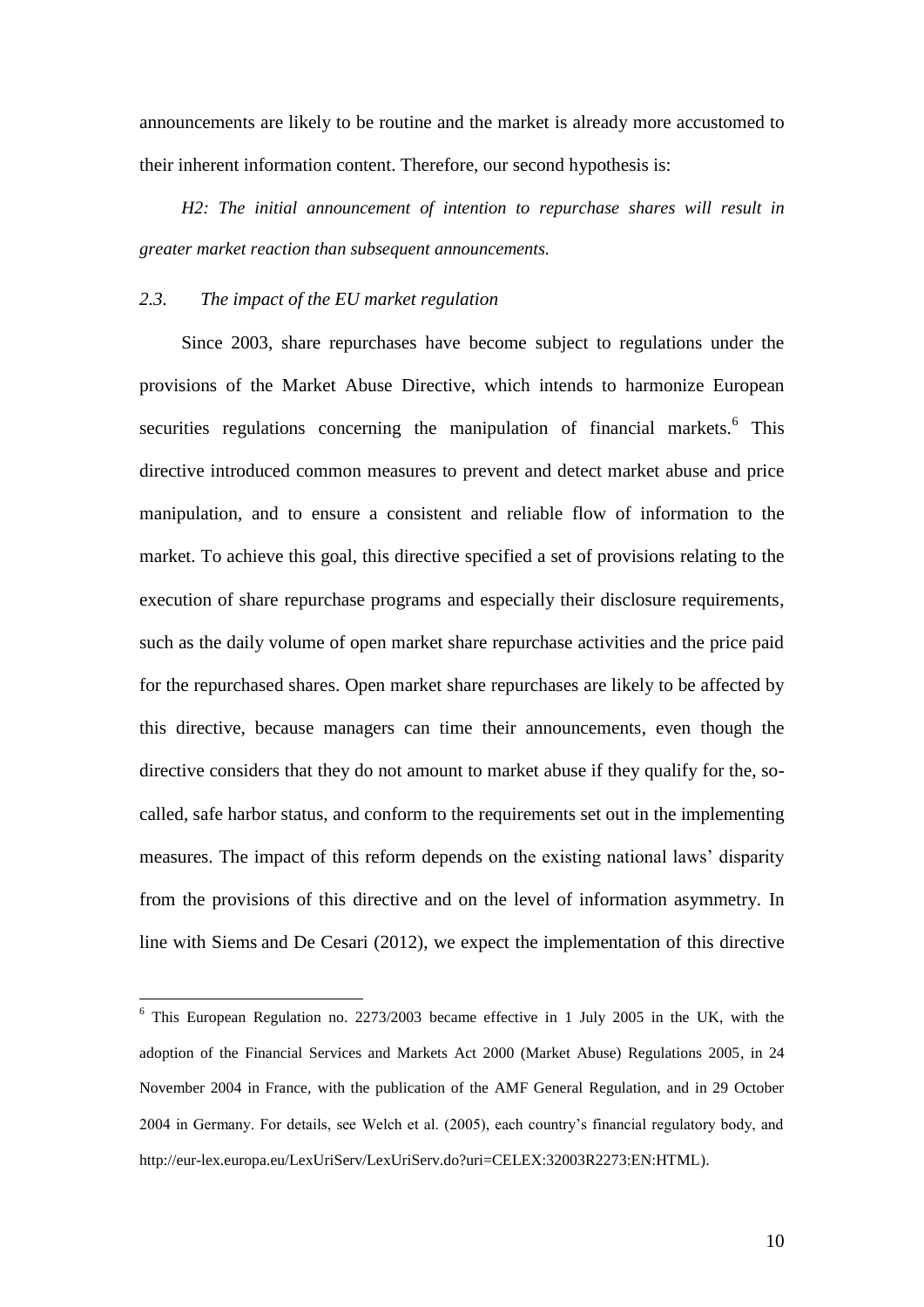announcements are likely to be routine and the market is already more accustomed to their inherent information content. Therefore, our second hypothesis is:

*H2: The initial announcement of intention to repurchase shares will result in greater market reaction than subsequent announcements.*

### *2.3. The impact of the EU market regulation*

Since 2003, share repurchases have become subject to regulations under the provisions of the Market Abuse Directive, which intends to harmonize European securities regulations concerning the manipulation of financial markets.[6] This directive introduced common measures to prevent and detect market abuse and price manipulation, and to ensure a consistent and reliable flow of information to the market. To achieve this goal, this directive specified a set of provisions relating to the execution of share repurchase programs and especially their disclosure requirements, such as the daily volume of open market share repurchase activities and the price paid for the repurchased shares. Open market share repurchases are likely to be affected by this directive, because managers can time their announcements, even though the directive considers that they do not amount to market abuse if they qualify for the, so-called, safe harbor status, and conform to the requirements set out in the implementing measures. The impact of this reform depends on the existing national laws' disparity from the provisions of this directive and on the level of information asymmetry. In line with Siems and De Cesari (2012), we expect the implementation of this directive

[6] This European Regulation no. 2273/2003 became effective in 1 July 2005 in the UK, with the adoption of the Financial Services and Markets Act 2000 (Market Abuse) Regulations 2005, in 24 November 2004 in France, with the publication of the AMF General Regulation, and in 29 October 2004 in Germany. For details, see Welch et al. (2005), each country's financial regulatory body, and http://eur-lex.europa.eu/LexUriServ/LexUriServ.do?uri=CELEX:32003R2273:EN:HTML).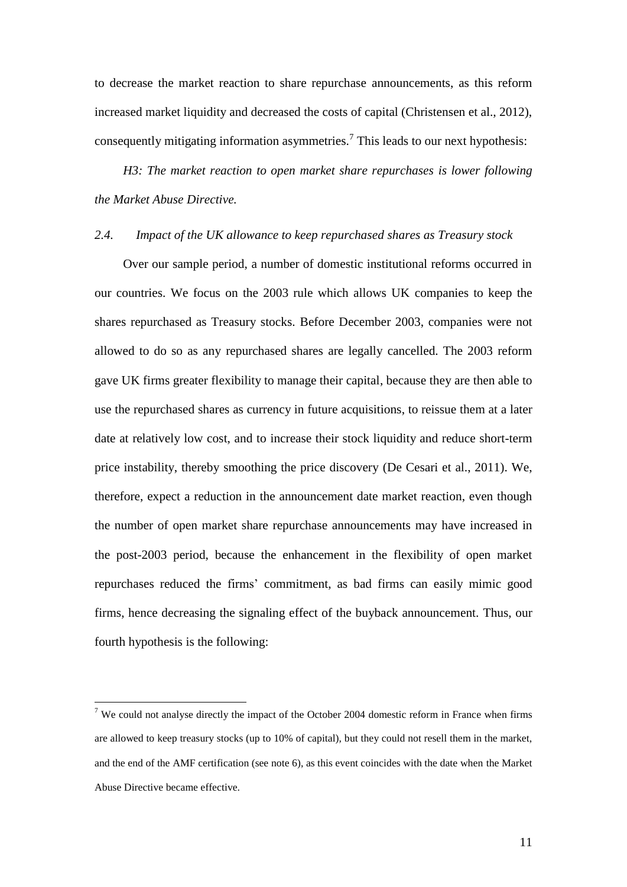to decrease the market reaction to share repurchase announcements, as this reform increased market liquidity and decreased the costs of capital (Christensen et al., 2012), consequently mitigating information asymmetries.[7] This leads to our next hypothesis:

*H3: The market reaction to open market share repurchases is lower following the Market Abuse Directive.*

### *2.4. Impact of the UK allowance to keep repurchased shares as Treasury stock*

Over our sample period, a number of domestic institutional reforms occurred in our countries. We focus on the 2003 rule which allows UK companies to keep the shares repurchased as Treasury stocks. Before December 2003, companies were not allowed to do so as any repurchased shares are legally cancelled. The 2003 reform gave UK firms greater flexibility to manage their capital, because they are then able to use the repurchased shares as currency in future acquisitions, to reissue them at a later date at relatively low cost, and to increase their stock liquidity and reduce short-term price instability, thereby smoothing the price discovery (De Cesari et al., 2011). We, therefore, expect a reduction in the announcement date market reaction, even though the number of open market share repurchase announcements may have increased in the post-2003 period, because the enhancement in the flexibility of open market repurchases reduced the firms' commitment, as bad firms can easily mimic good firms, hence decreasing the signaling effect of the buyback announcement. Thus, our fourth hypothesis is the following:

[7] We could not analyse directly the impact of the October 2004 domestic reform in France when firms are allowed to keep treasury stocks (up to 10% of capital), but they could not resell them in the market, and the end of the AMF certification (see note 6), as this event coincides with the date when the Market Abuse Directive became effective.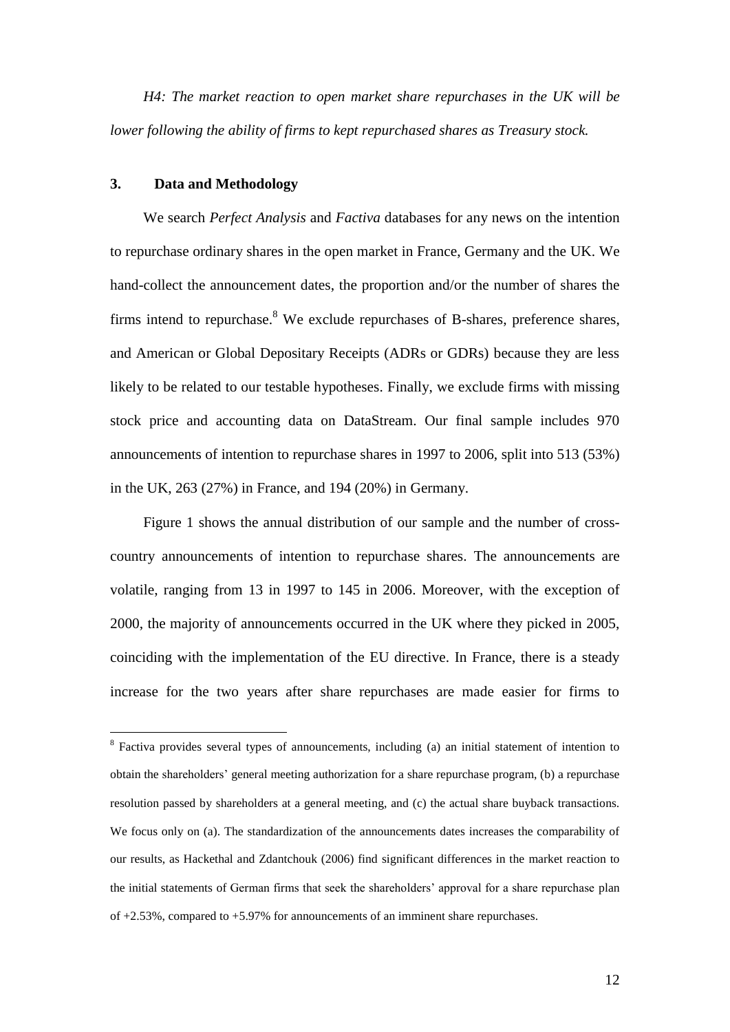*H4: The market reaction to open market share repurchases in the UK will be lower following the ability of firms to kept repurchased shares as Treasury stock.*

## 3. Data and Methodology

We search *Perfect Analysis* and *Factiva* databases for any news on the intention to repurchase ordinary shares in the open market in France, Germany and the UK. We hand-collect the announcement dates, the proportion and/or the number of shares the firms intend to repurchase.[8] We exclude repurchases of B-shares, preference shares, and American or Global Depositary Receipts (ADRs or GDRs) because they are less likely to be related to our testable hypotheses. Finally, we exclude firms with missing stock price and accounting data on DataStream. Our final sample includes 970 announcements of intention to repurchase shares in 1997 to 2006, split into 513 (53%) in the UK, 263 (27%) in France, and 194 (20%) in Germany.

Figure 1 shows the annual distribution of our sample and the number of cross-country announcements of intention to repurchase shares. The announcements are volatile, ranging from 13 in 1997 to 145 in 2006. Moreover, with the exception of 2000, the majority of announcements occurred in the UK where they picked in 2005, coinciding with the implementation of the EU directive. In France, there is a steady increase for the two years after share repurchases are made easier for firms to

[8] Factiva provides several types of announcements, including (a) an initial statement of intention to obtain the shareholders' general meeting authorization for a share repurchase program, (b) a repurchase resolution passed by shareholders at a general meeting, and (c) the actual share buyback transactions. We focus only on (a). The standardization of the announcements dates increases the comparability of our results, as Hackethal and Zdantchouk (2006) find significant differences in the market reaction to the initial statements of German firms that seek the shareholders' approval for a share repurchase plan of +2.53%, compared to +5.97% for announcements of an imminent share repurchases.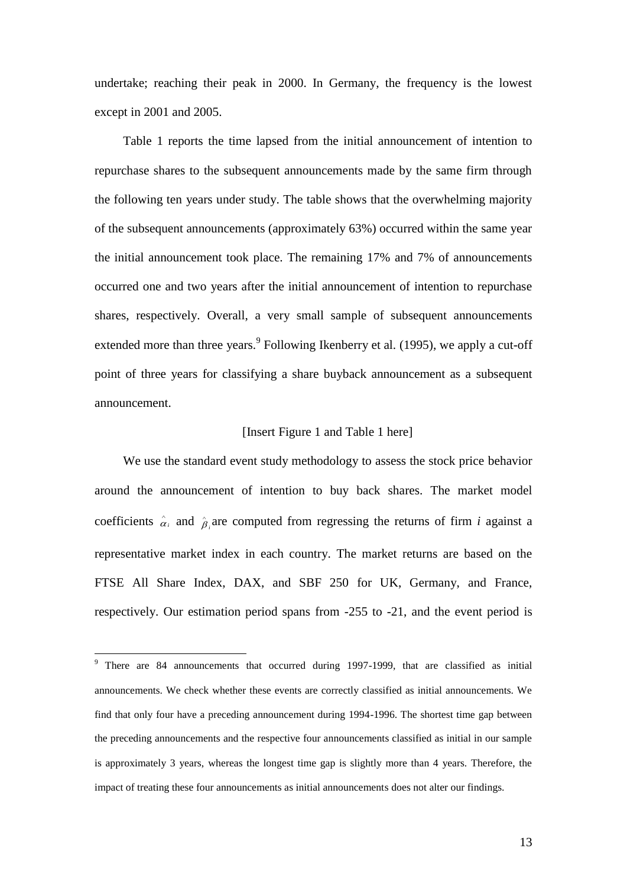undertake; reaching their peak in 2000. In Germany, the frequency is the lowest except in 2001 and 2005.

Table 1 reports the time lapsed from the initial announcement of intention to repurchase shares to the subsequent announcements made by the same firm through the following ten years under study. The table shows that the overwhelming majority of the subsequent announcements (approximately 63%) occurred within the same year the initial announcement took place. The remaining 17% and 7% of announcements occurred one and two years after the initial announcement of intention to repurchase shares, respectively. Overall, a very small sample of subsequent announcements extended more than three years.[9] Following Ikenberry et al. (1995), we apply a cut-off point of three years for classifying a share buyback announcement as a subsequent announcement.

[Insert Figure 1 and Table 1 here]

We use the standard event study methodology to assess the stock price behavior around the announcement of intention to buy back shares. The market model coefficients $\hat{\alpha}_i$ and $\hat{\beta}_i$ are computed from regressing the returns of firm *i* against a representative market index in each country. The market returns are based on the FTSE All Share Index, DAX, and SBF 250 for UK, Germany, and France, respectively. Our estimation period spans from -255 to -21, and the event period is

[9] There are 84 announcements that occurred during 1997-1999, that are classified as initial announcements. We check whether these events are correctly classified as initial announcements. We find that only four have a preceding announcement during 1994-1996. The shortest time gap between the preceding announcements and the respective four announcements classified as initial in our sample is approximately 3 years, whereas the longest time gap is slightly more than 4 years. Therefore, the impact of treating these four announcements as initial announcements does not alter our findings.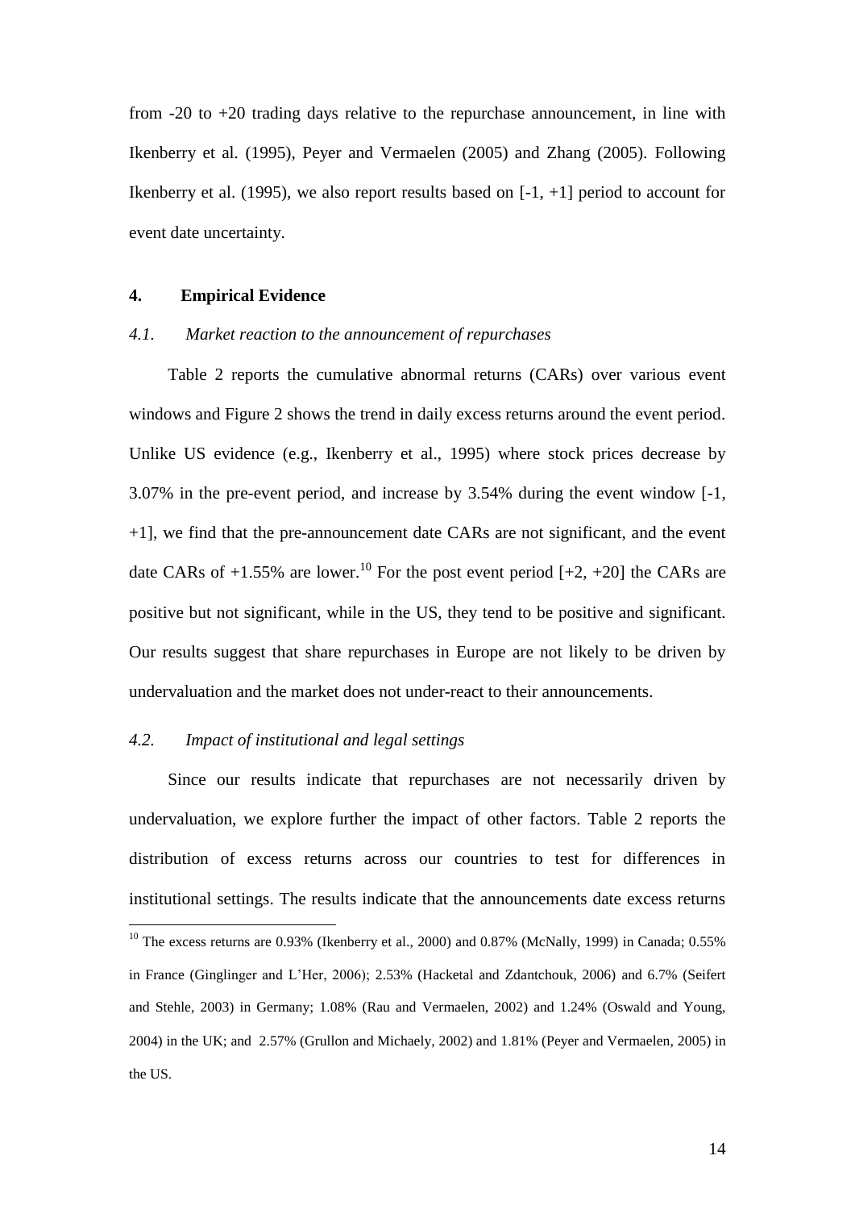from -20 to +20 trading days relative to the repurchase announcement, in line with Ikenberry et al. (1995), Peyer and Vermaelen (2005) and Zhang (2005). Following Ikenberry et al. (1995), we also report results based on [-1, +1] period to account for event date uncertainty.

## 4. Empirical Evidence

### *4.1. Market reaction to the announcement of repurchases*

Table 2 reports the cumulative abnormal returns (CARs) over various event windows and Figure 2 shows the trend in daily excess returns around the event period. Unlike US evidence (e.g., Ikenberry et al., 1995) where stock prices decrease by 3.07% in the pre-event period, and increase by 3.54% during the event window [-1, +1], we find that the pre-announcement date CARs are not significant, and the event date CARs of +1.55% are lower.[10] For the post event period [+2, +20] the CARs are positive but not significant, while in the US, they tend to be positive and significant. Our results suggest that share repurchases in Europe are not likely to be driven by undervaluation and the market does not under-react to their announcements.

### *4.2. Impact of institutional and legal settings*

Since our results indicate that repurchases are not necessarily driven by undervaluation, we explore further the impact of other factors. Table 2 reports the distribution of excess returns across our countries to test for differences in institutional settings. The results indicate that the announcements date excess returns

---

[10] The excess returns are 0.93% (Ikenberry et al., 2000) and 0.87% (McNally, 1999) in Canada; 0.55% in France (Ginglinger and L'Her, 2006); 2.53% (Hacketal and Zdantchouk, 2006) and 6.7% (Seifert and Stehle, 2003) in Germany; 1.08% (Rau and Vermaelen, 2002) and 1.24% (Oswald and Young, 2004) in the UK; and 2.57% (Grullon and Michaely, 2002) and 1.81% (Peyer and Vermaelen, 2005) in the US.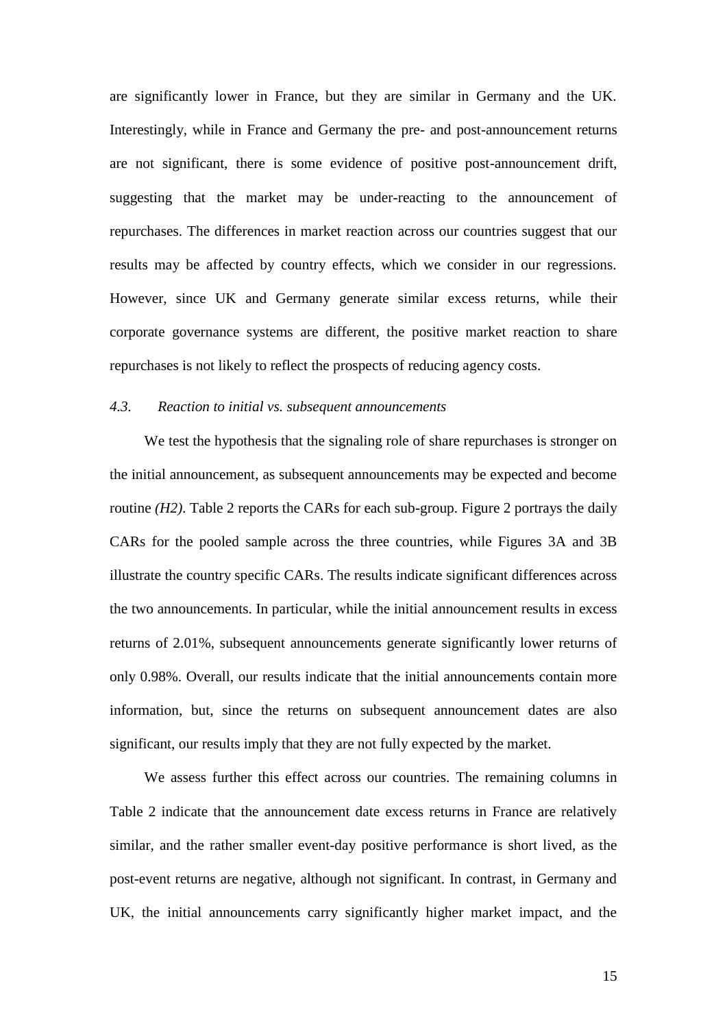are significantly lower in France, but they are similar in Germany and the UK. Interestingly, while in France and Germany the pre- and post-announcement returns are not significant, there is some evidence of positive post-announcement drift, suggesting that the market may be under-reacting to the announcement of repurchases. The differences in market reaction across our countries suggest that our results may be affected by country effects, which we consider in our regressions. However, since UK and Germany generate similar excess returns, while their corporate governance systems are different, the positive market reaction to share repurchases is not likely to reflect the prospects of reducing agency costs.

### *4.3. Reaction to initial vs. subsequent announcements*

We test the hypothesis that the signaling role of share repurchases is stronger on the initial announcement, as subsequent announcements may be expected and become routine *(H2)*. Table 2 reports the CARs for each sub-group. Figure 2 portrays the daily CARs for the pooled sample across the three countries, while Figures 3A and 3B illustrate the country specific CARs. The results indicate significant differences across the two announcements. In particular, while the initial announcement results in excess returns of 2.01%, subsequent announcements generate significantly lower returns of only 0.98%. Overall, our results indicate that the initial announcements contain more information, but, since the returns on subsequent announcement dates are also significant, our results imply that they are not fully expected by the market.

We assess further this effect across our countries. The remaining columns in Table 2 indicate that the announcement date excess returns in France are relatively similar, and the rather smaller event-day positive performance is short lived, as the post-event returns are negative, although not significant. In contrast, in Germany and UK, the initial announcements carry significantly higher market impact, and the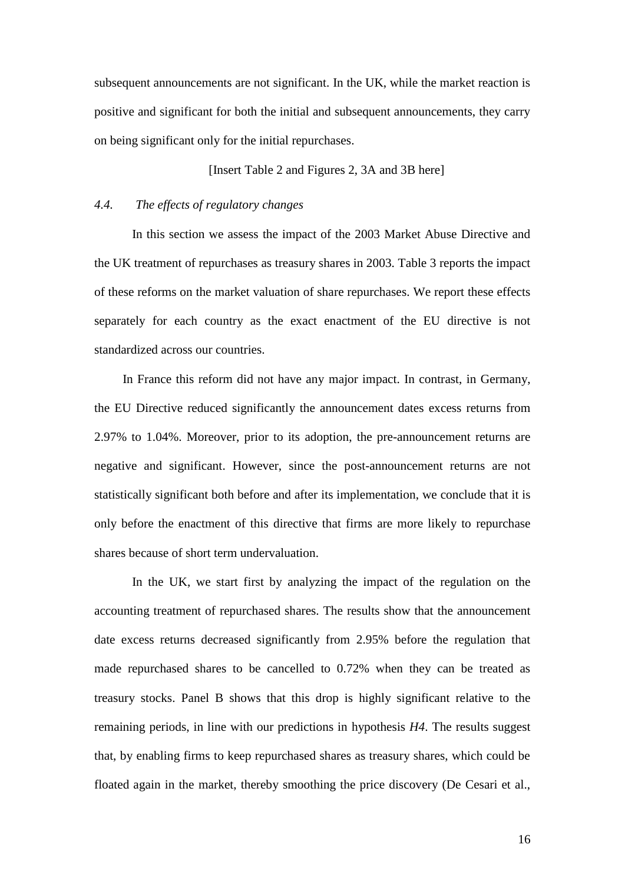subsequent announcements are not significant. In the UK, while the market reaction is positive and significant for both the initial and subsequent announcements, they carry on being significant only for the initial repurchases.

[Insert Table 2 and Figures 2, 3A and 3B here]

### *4.4. The effects of regulatory changes*

In this section we assess the impact of the 2003 Market Abuse Directive and the UK treatment of repurchases as treasury shares in 2003. Table 3 reports the impact of these reforms on the market valuation of share repurchases. We report these effects separately for each country as the exact enactment of the EU directive is not standardized across our countries.

In France this reform did not have any major impact. In contrast, in Germany, the EU Directive reduced significantly the announcement dates excess returns from 2.97% to 1.04%. Moreover, prior to its adoption, the pre-announcement returns are negative and significant. However, since the post-announcement returns are not statistically significant both before and after its implementation, we conclude that it is only before the enactment of this directive that firms are more likely to repurchase shares because of short term undervaluation.

In the UK, we start first by analyzing the impact of the regulation on the accounting treatment of repurchased shares. The results show that the announcement date excess returns decreased significantly from 2.95% before the regulation that made repurchased shares to be cancelled to 0.72% when they can be treated as treasury stocks. Panel B shows that this drop is highly significant relative to the remaining periods, in line with our predictions in hypothesis *H4*. The results suggest that, by enabling firms to keep repurchased shares as treasury shares, which could be floated again in the market, thereby smoothing the price discovery (De Cesari et al.,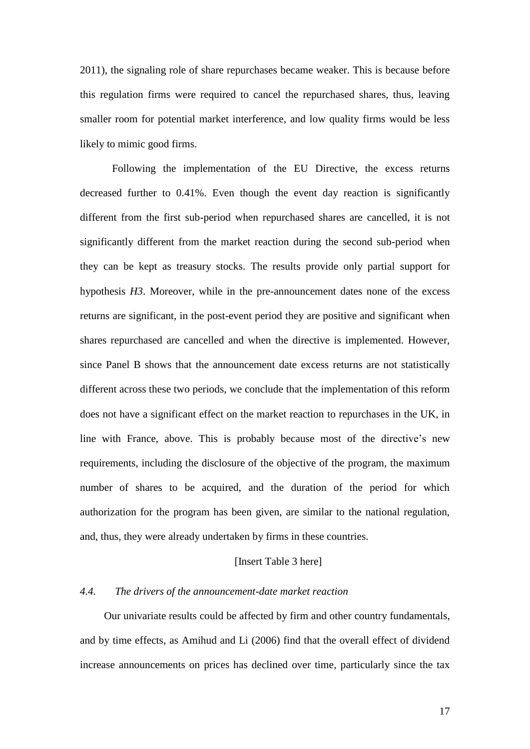2011), the signaling role of share repurchases became weaker. This is because before this regulation firms were required to cancel the repurchased shares, thus, leaving smaller room for potential market interference, and low quality firms would be less likely to mimic good firms.

Following the implementation of the EU Directive, the excess returns decreased further to 0.41%. Even though the event day reaction is significantly different from the first sub-period when repurchased shares are cancelled, it is not significantly different from the market reaction during the second sub-period when they can be kept as treasury stocks. The results provide only partial support for hypothesis *H3*. Moreover, while in the pre-announcement dates none of the excess returns are significant, in the post-event period they are positive and significant when shares repurchased are cancelled and when the directive is implemented. However, since Panel B shows that the announcement date excess returns are not statistically different across these two periods, we conclude that the implementation of this reform does not have a significant effect on the market reaction to repurchases in the UK, in line with France, above. This is probably because most of the directive's new requirements, including the disclosure of the objective of the program, the maximum number of shares to be acquired, and the duration of the period for which authorization for the program has been given, are similar to the national regulation, and, thus, they were already undertaken by firms in these countries.

[Insert Table 3 here]

### *4.4. The drivers of the announcement-date market reaction*

Our univariate results could be affected by firm and other country fundamentals, and by time effects, as Amihud and Li (2006) find that the overall effect of dividend increase announcements on prices has declined over time, particularly since the tax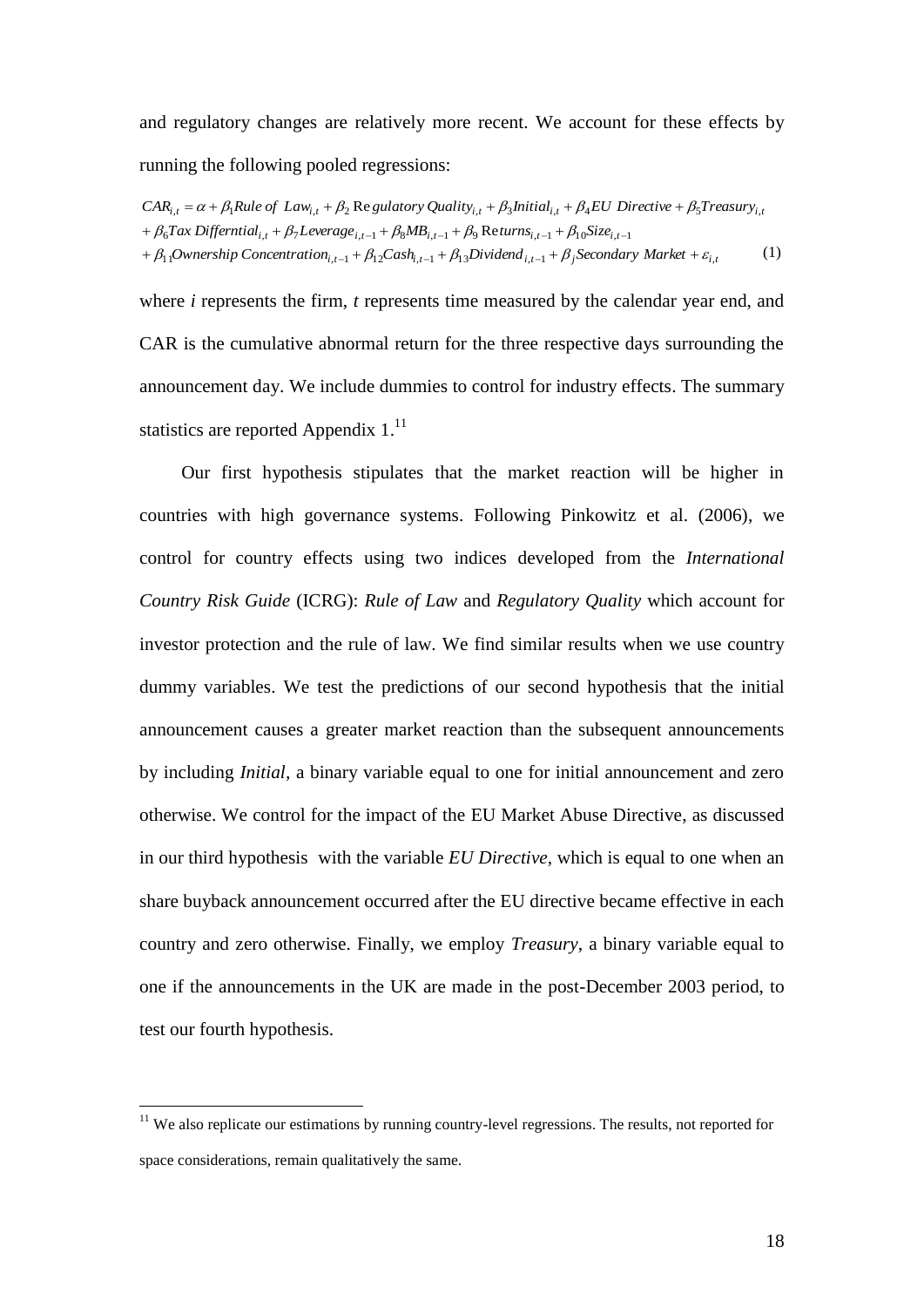and regulatory changes are relatively more recent. We account for these effects by running the following pooled regressions:

$$
\begin{aligned}
CAR_{i,t} &= \alpha + \beta_1 Rule\ of\ Law_{i,t} + \beta_2 \text{Re}\,gulatory\ Quality_{i,t} + \beta_3 Initial_{i,t} + \beta_4 EU\ Directive + \beta_5 Treasury_{i,t} \\
&+ \beta_6 Tax\ Differntial_{i,t} + \beta_7 Leverage_{i,t-1} + \beta_8 MB_{i,t-1} + \beta_9 \text{Re}\,turns_{i,t-1} + \beta_{10} Size_{i,t-1} \\
&+ \beta_{11} Ownership\ Concentration_{i,t-1} + \beta_{12} Cash_{i,t-1} + \beta_{13} Dividend_{i,t-1} + \beta_j Secondary\ Market + \varepsilon_{i,t} \qquad (1)
\end{aligned}
$$

where *i* represents the firm, *t* represents time measured by the calendar year end, and CAR is the cumulative abnormal return for the three respective days surrounding the announcement day. We include dummies to control for industry effects. The summary statistics are reported Appendix 1.[11]

Our first hypothesis stipulates that the market reaction will be higher in countries with high governance systems. Following Pinkowitz et al. (2006), we control for country effects using two indices developed from the *International Country Risk Guide* (ICRG): *Rule of Law* and *Regulatory Quality* which account for investor protection and the rule of law. We find similar results when we use country dummy variables. We test the predictions of our second hypothesis that the initial announcement causes a greater market reaction than the subsequent announcements by including *Initial*, a binary variable equal to one for initial announcement and zero otherwise. We control for the impact of the EU Market Abuse Directive, as discussed in our third hypothesis with the variable *EU Directive*, which is equal to one when an share buyback announcement occurred after the EU directive became effective in each country and zero otherwise. Finally, we employ *Treasury*, a binary variable equal to one if the announcements in the UK are made in the post-December 2003 period, to test our fourth hypothesis.

[11] We also replicate our estimations by running country-level regressions. The results, not reported for space considerations, remain qualitatively the same.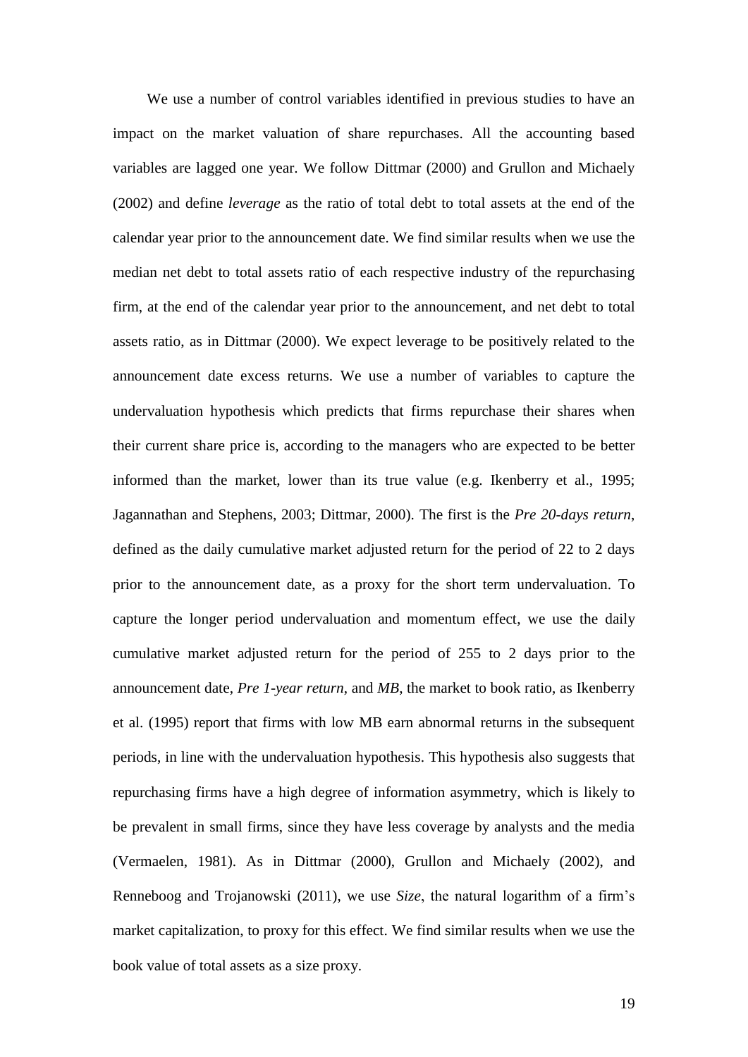We use a number of control variables identified in previous studies to have an impact on the market valuation of share repurchases. All the accounting based variables are lagged one year. We follow Dittmar (2000) and Grullon and Michaely (2002) and define *leverage* as the ratio of total debt to total assets at the end of the calendar year prior to the announcement date. We find similar results when we use the median net debt to total assets ratio of each respective industry of the repurchasing firm, at the end of the calendar year prior to the announcement, and net debt to total assets ratio, as in Dittmar (2000). We expect leverage to be positively related to the announcement date excess returns. We use a number of variables to capture the undervaluation hypothesis which predicts that firms repurchase their shares when their current share price is, according to the managers who are expected to be better informed than the market, lower than its true value (e.g. Ikenberry et al., 1995; Jagannathan and Stephens, 2003; Dittmar, 2000). The first is the *Pre 20-days return*, defined as the daily cumulative market adjusted return for the period of 22 to 2 days prior to the announcement date, as a proxy for the short term undervaluation. To capture the longer period undervaluation and momentum effect, we use the daily cumulative market adjusted return for the period of 255 to 2 days prior to the announcement date, *Pre 1-year return*, and *MB*, the market to book ratio, as Ikenberry et al. (1995) report that firms with low MB earn abnormal returns in the subsequent periods, in line with the undervaluation hypothesis. This hypothesis also suggests that repurchasing firms have a high degree of information asymmetry, which is likely to be prevalent in small firms, since they have less coverage by analysts and the media (Vermaelen, 1981). As in Dittmar (2000), Grullon and Michaely (2002), and Renneboog and Trojanowski (2011), we use *Size*, the natural logarithm of a firm's market capitalization, to proxy for this effect. We find similar results when we use the book value of total assets as a size proxy.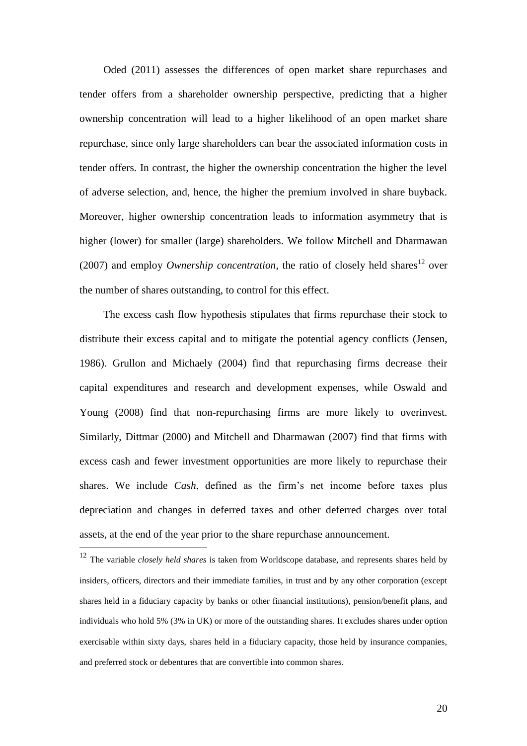Oded (2011) assesses the differences of open market share repurchases and tender offers from a shareholder ownership perspective, predicting that a higher ownership concentration will lead to a higher likelihood of an open market share repurchase, since only large shareholders can bear the associated information costs in tender offers. In contrast, the higher the ownership concentration the higher the level of adverse selection, and, hence, the higher the premium involved in share buyback. Moreover, higher ownership concentration leads to information asymmetry that is higher (lower) for smaller (large) shareholders. We follow Mitchell and Dharmawan (2007) and employ *Ownership concentration*, the ratio of closely held shares[12] over the number of shares outstanding, to control for this effect.

The excess cash flow hypothesis stipulates that firms repurchase their stock to distribute their excess capital and to mitigate the potential agency conflicts (Jensen, 1986). Grullon and Michaely (2004) find that repurchasing firms decrease their capital expenditures and research and development expenses, while Oswald and Young (2008) find that non-repurchasing firms are more likely to overinvest. Similarly, Dittmar (2000) and Mitchell and Dharmawan (2007) find that firms with excess cash and fewer investment opportunities are more likely to repurchase their shares. We include *Cash*, defined as the firm's net income before taxes plus depreciation and changes in deferred taxes and other deferred charges over total assets, at the end of the year prior to the share repurchase announcement.

[12] The variable *closely held shares* is taken from Worldscope database, and represents shares held by insiders, officers, directors and their immediate families, in trust and by any other corporation (except shares held in a fiduciary capacity by banks or other financial institutions), pension/benefit plans, and individuals who hold 5% (3% in UK) or more of the outstanding shares. It excludes shares under option exercisable within sixty days, shares held in a fiduciary capacity, those held by insurance companies, and preferred stock or debentures that are convertible into common shares.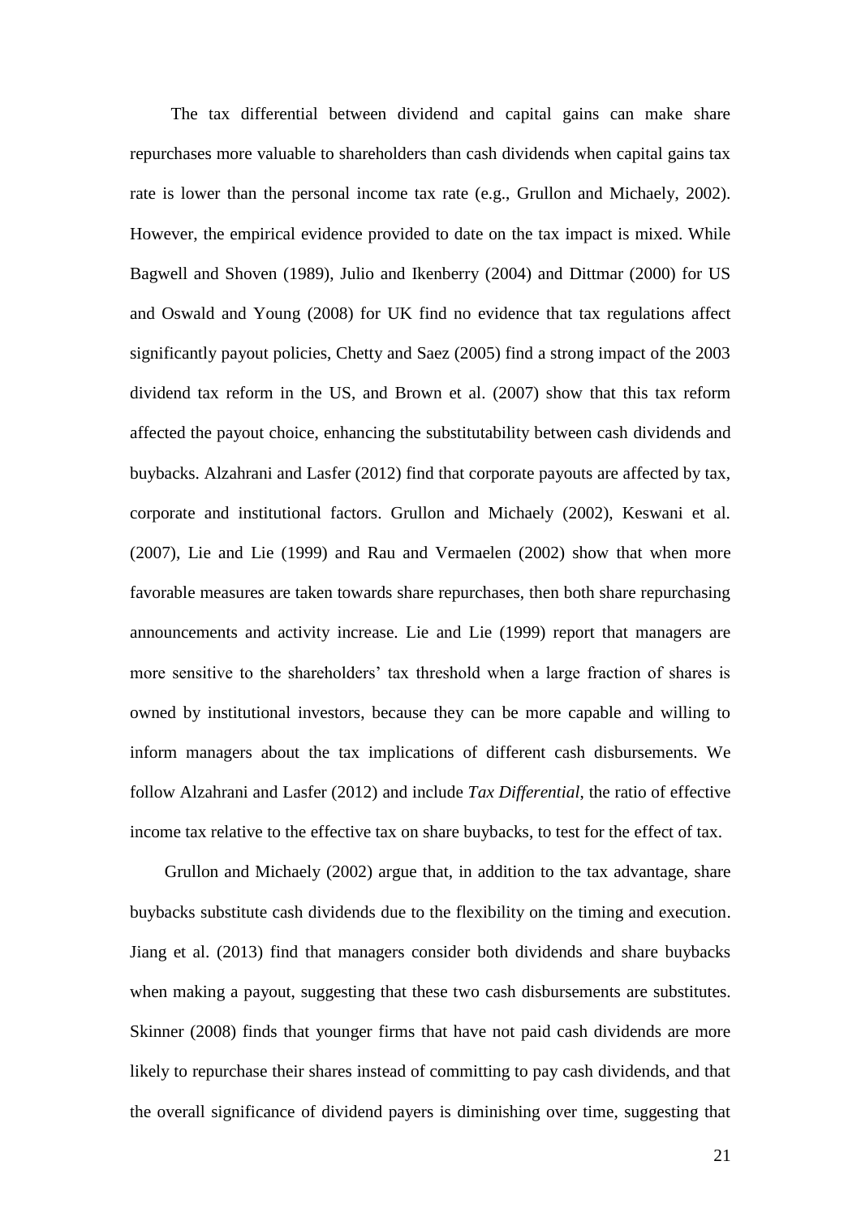The tax differential between dividend and capital gains can make share repurchases more valuable to shareholders than cash dividends when capital gains tax rate is lower than the personal income tax rate (e.g., Grullon and Michaely, 2002). However, the empirical evidence provided to date on the tax impact is mixed. While Bagwell and Shoven (1989), Julio and Ikenberry (2004) and Dittmar (2000) for US and Oswald and Young (2008) for UK find no evidence that tax regulations affect significantly payout policies, Chetty and Saez (2005) find a strong impact of the 2003 dividend tax reform in the US, and Brown et al. (2007) show that this tax reform affected the payout choice, enhancing the substitutability between cash dividends and buybacks. Alzahrani and Lasfer (2012) find that corporate payouts are affected by tax, corporate and institutional factors. Grullon and Michaely (2002), Keswani et al. (2007), Lie and Lie (1999) and Rau and Vermaelen (2002) show that when more favorable measures are taken towards share repurchases, then both share repurchasing announcements and activity increase. Lie and Lie (1999) report that managers are more sensitive to the shareholders' tax threshold when a large fraction of shares is owned by institutional investors, because they can be more capable and willing to inform managers about the tax implications of different cash disbursements. We follow Alzahrani and Lasfer (2012) and include *Tax Differential*, the ratio of effective income tax relative to the effective tax on share buybacks, to test for the effect of tax.

Grullon and Michaely (2002) argue that, in addition to the tax advantage, share buybacks substitute cash dividends due to the flexibility on the timing and execution. Jiang et al. (2013) find that managers consider both dividends and share buybacks when making a payout, suggesting that these two cash disbursements are substitutes. Skinner (2008) finds that younger firms that have not paid cash dividends are more likely to repurchase their shares instead of committing to pay cash dividends, and that the overall significance of dividend payers is diminishing over time, suggesting that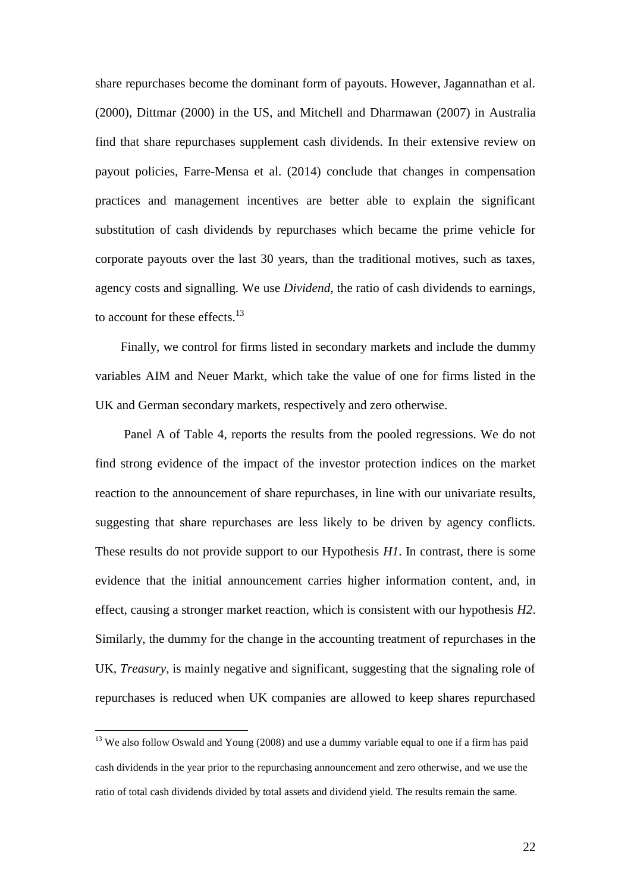share repurchases become the dominant form of payouts. However, Jagannathan et al. (2000), Dittmar (2000) in the US, and Mitchell and Dharmawan (2007) in Australia find that share repurchases supplement cash dividends. In their extensive review on payout policies, Farre-Mensa et al. (2014) conclude that changes in compensation practices and management incentives are better able to explain the significant substitution of cash dividends by repurchases which became the prime vehicle for corporate payouts over the last 30 years, than the traditional motives, such as taxes, agency costs and signalling. We use *Dividend*, the ratio of cash dividends to earnings, to account for these effects.[13]

Finally, we control for firms listed in secondary markets and include the dummy variables AIM and Neuer Markt, which take the value of one for firms listed in the UK and German secondary markets, respectively and zero otherwise.

Panel A of Table 4, reports the results from the pooled regressions. We do not find strong evidence of the impact of the investor protection indices on the market reaction to the announcement of share repurchases, in line with our univariate results, suggesting that share repurchases are less likely to be driven by agency conflicts. These results do not provide support to our Hypothesis *H1*. In contrast, there is some evidence that the initial announcement carries higher information content, and, in effect, causing a stronger market reaction, which is consistent with our hypothesis *H2*. Similarly, the dummy for the change in the accounting treatment of repurchases in the UK, *Treasury*, is mainly negative and significant, suggesting that the signaling role of repurchases is reduced when UK companies are allowed to keep shares repurchased

---

[13] We also follow Oswald and Young (2008) and use a dummy variable equal to one if a firm has paid cash dividends in the year prior to the repurchasing announcement and zero otherwise, and we use the ratio of total cash dividends divided by total assets and dividend yield. The results remain the same.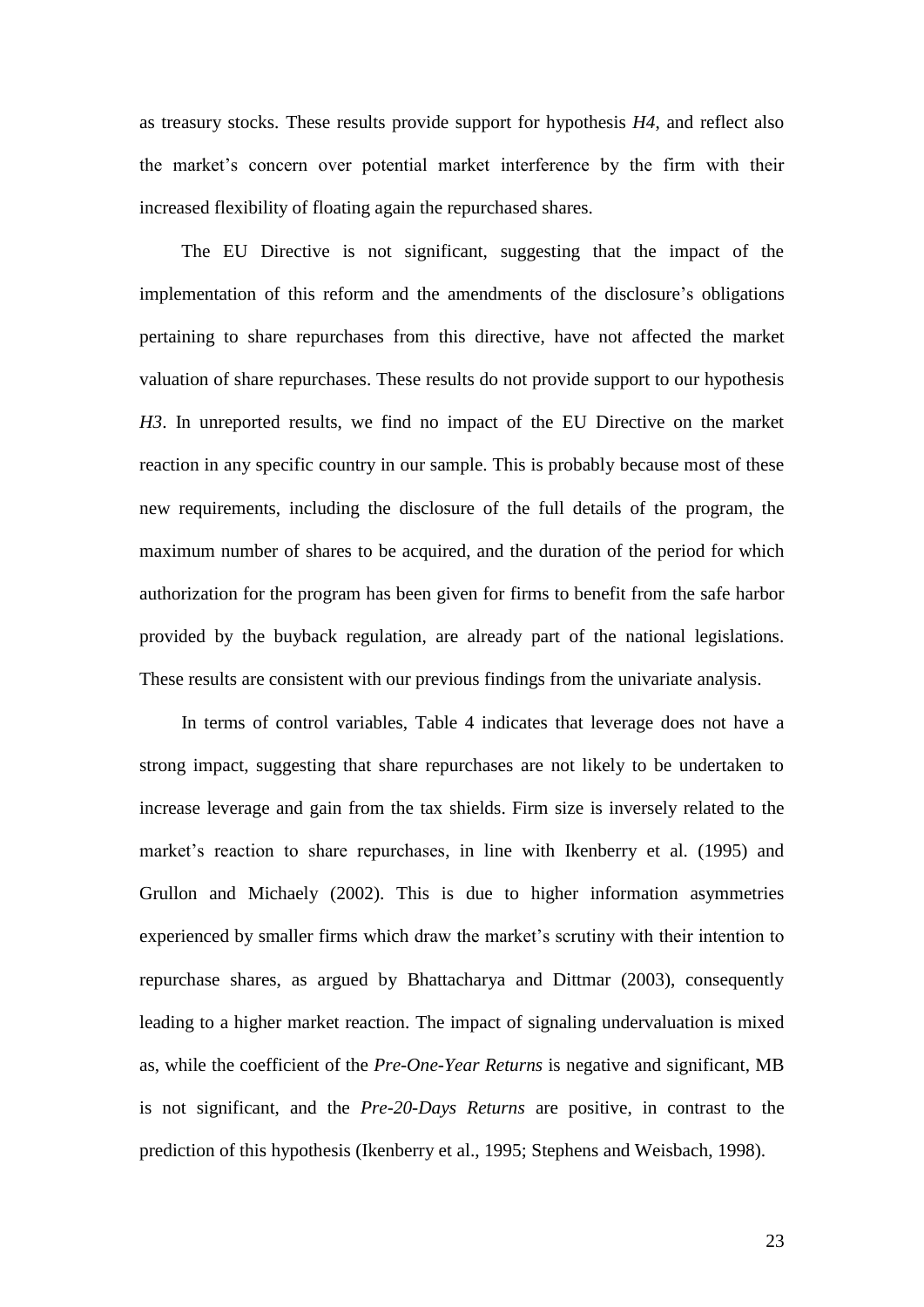as treasury stocks. These results provide support for hypothesis *H4*, and reflect also the market's concern over potential market interference by the firm with their increased flexibility of floating again the repurchased shares.

The EU Directive is not significant, suggesting that the impact of the implementation of this reform and the amendments of the disclosure's obligations pertaining to share repurchases from this directive, have not affected the market valuation of share repurchases. These results do not provide support to our hypothesis *H3*. In unreported results, we find no impact of the EU Directive on the market reaction in any specific country in our sample. This is probably because most of these new requirements, including the disclosure of the full details of the program, the maximum number of shares to be acquired, and the duration of the period for which authorization for the program has been given for firms to benefit from the safe harbor provided by the buyback regulation, are already part of the national legislations. These results are consistent with our previous findings from the univariate analysis.

In terms of control variables, Table 4 indicates that leverage does not have a strong impact, suggesting that share repurchases are not likely to be undertaken to increase leverage and gain from the tax shields. Firm size is inversely related to the market's reaction to share repurchases, in line with Ikenberry et al. (1995) and Grullon and Michaely (2002). This is due to higher information asymmetries experienced by smaller firms which draw the market's scrutiny with their intention to repurchase shares, as argued by Bhattacharya and Dittmar (2003), consequently leading to a higher market reaction. The impact of signaling undervaluation is mixed as, while the coefficient of the *Pre-One-Year Returns* is negative and significant, MB is not significant, and the *Pre-20-Days Returns* are positive, in contrast to the prediction of this hypothesis (Ikenberry et al., 1995; Stephens and Weisbach, 1998).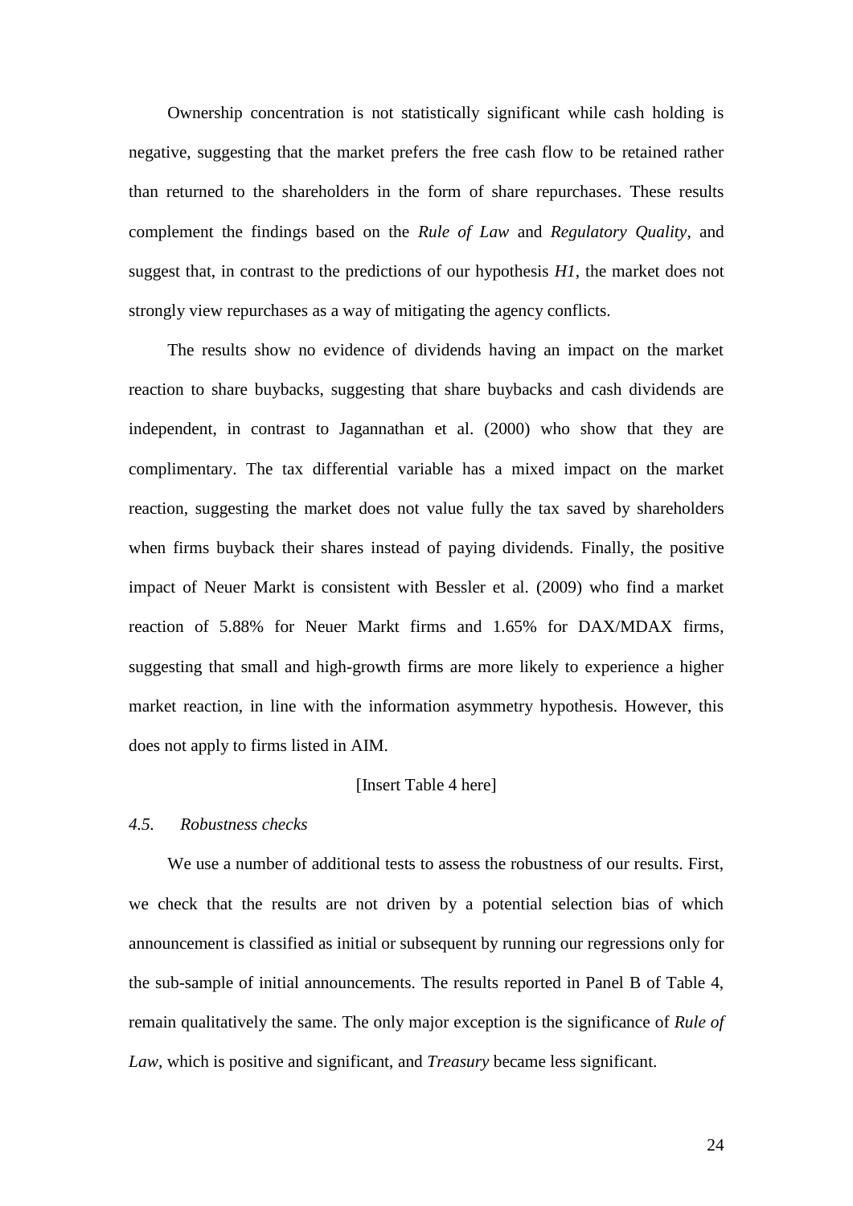Ownership concentration is not statistically significant while cash holding is negative, suggesting that the market prefers the free cash flow to be retained rather than returned to the shareholders in the form of share repurchases. These results complement the findings based on the *Rule of Law* and *Regulatory Quality*, and suggest that, in contrast to the predictions of our hypothesis *H1*, the market does not strongly view repurchases as a way of mitigating the agency conflicts.

The results show no evidence of dividends having an impact on the market reaction to share buybacks, suggesting that share buybacks and cash dividends are independent, in contrast to Jagannathan et al. (2000) who show that they are complimentary. The tax differential variable has a mixed impact on the market reaction, suggesting the market does not value fully the tax saved by shareholders when firms buyback their shares instead of paying dividends. Finally, the positive impact of Neuer Markt is consistent with Bessler et al. (2009) who find a market reaction of 5.88% for Neuer Markt firms and 1.65% for DAX/MDAX firms, suggesting that small and high-growth firms are more likely to experience a higher market reaction, in line with the information asymmetry hypothesis. However, this does not apply to firms listed in AIM.

[Insert Table 4 here]

### *4.5. Robustness checks*

We use a number of additional tests to assess the robustness of our results. First, we check that the results are not driven by a potential selection bias of which announcement is classified as initial or subsequent by running our regressions only for the sub-sample of initial announcements. The results reported in Panel B of Table 4, remain qualitatively the same. The only major exception is the significance of *Rule of Law*, which is positive and significant, and *Treasury* became less significant.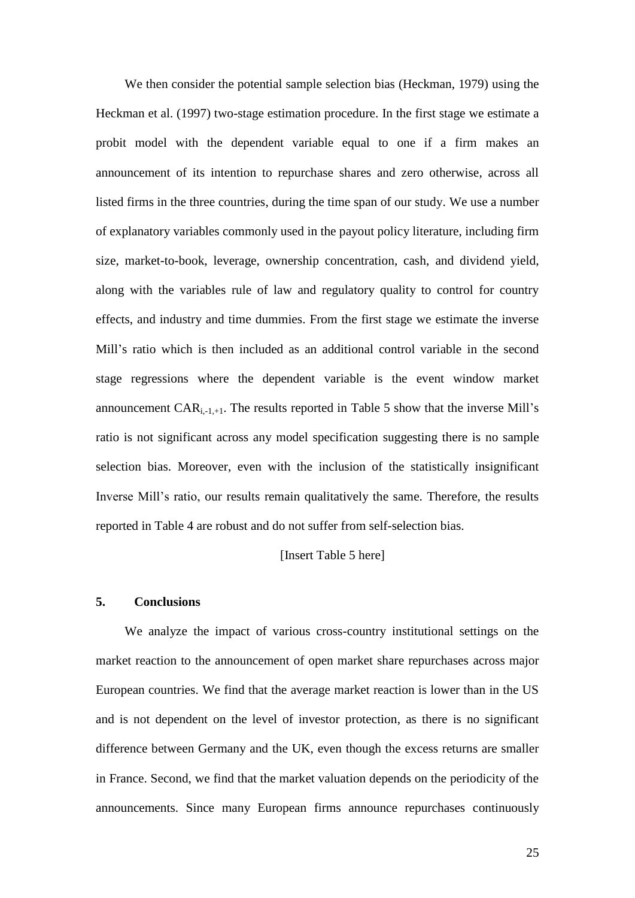We then consider the potential sample selection bias (Heckman, 1979) using the Heckman et al. (1997) two-stage estimation procedure. In the first stage we estimate a probit model with the dependent variable equal to one if a firm makes an announcement of its intention to repurchase shares and zero otherwise, across all listed firms in the three countries, during the time span of our study. We use a number of explanatory variables commonly used in the payout policy literature, including firm size, market-to-book, leverage, ownership concentration, cash, and dividend yield, along with the variables rule of law and regulatory quality to control for country effects, and industry and time dummies. From the first stage we estimate the inverse Mill's ratio which is then included as an additional control variable in the second stage regressions where the dependent variable is the event window market announcement $CAR_{i,-1,+1}$. The results reported in Table 5 show that the inverse Mill's ratio is not significant across any model specification suggesting there is no sample selection bias. Moreover, even with the inclusion of the statistically insignificant Inverse Mill's ratio, our results remain qualitatively the same. Therefore, the results reported in Table 4 are robust and do not suffer from self-selection bias.

[Insert Table 5 here]

## 5. Conclusions

We analyze the impact of various cross-country institutional settings on the market reaction to the announcement of open market share repurchases across major European countries. We find that the average market reaction is lower than in the US and is not dependent on the level of investor protection, as there is no significant difference between Germany and the UK, even though the excess returns are smaller in France. Second, we find that the market valuation depends on the periodicity of the announcements. Since many European firms announce repurchases continuously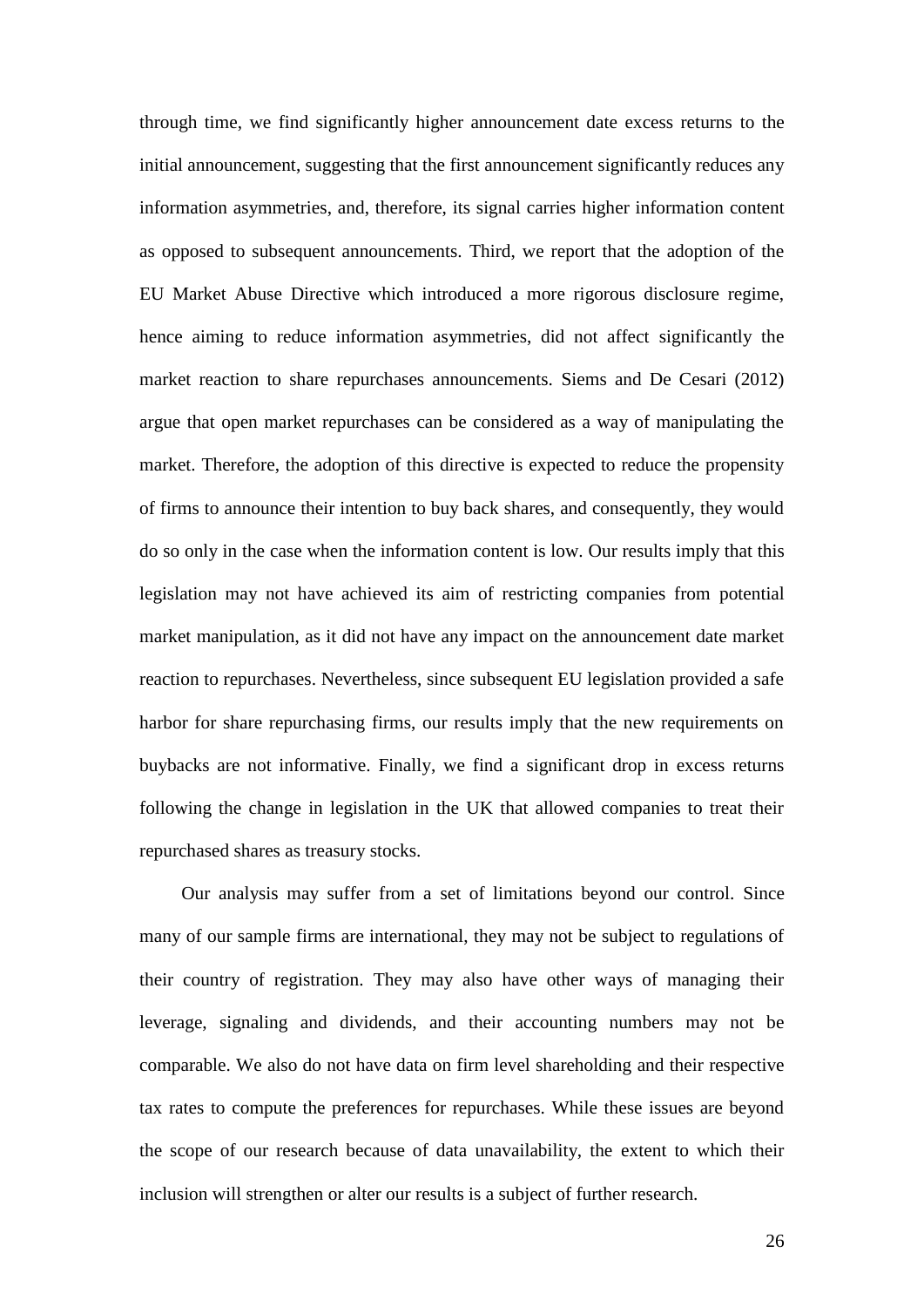through time, we find significantly higher announcement date excess returns to the initial announcement, suggesting that the first announcement significantly reduces any information asymmetries, and, therefore, its signal carries higher information content as opposed to subsequent announcements. Third, we report that the adoption of the EU Market Abuse Directive which introduced a more rigorous disclosure regime, hence aiming to reduce information asymmetries, did not affect significantly the market reaction to share repurchases announcements. Siems and De Cesari (2012) argue that open market repurchases can be considered as a way of manipulating the market. Therefore, the adoption of this directive is expected to reduce the propensity of firms to announce their intention to buy back shares, and consequently, they would do so only in the case when the information content is low. Our results imply that this legislation may not have achieved its aim of restricting companies from potential market manipulation, as it did not have any impact on the announcement date market reaction to repurchases. Nevertheless, since subsequent EU legislation provided a safe harbor for share repurchasing firms, our results imply that the new requirements on buybacks are not informative. Finally, we find a significant drop in excess returns following the change in legislation in the UK that allowed companies to treat their repurchased shares as treasury stocks.

Our analysis may suffer from a set of limitations beyond our control. Since many of our sample firms are international, they may not be subject to regulations of their country of registration. They may also have other ways of managing their leverage, signaling and dividends, and their accounting numbers may not be comparable. We also do not have data on firm level shareholding and their respective tax rates to compute the preferences for repurchases. While these issues are beyond the scope of our research because of data unavailability, the extent to which their inclusion will strengthen or alter our results is a subject of further research.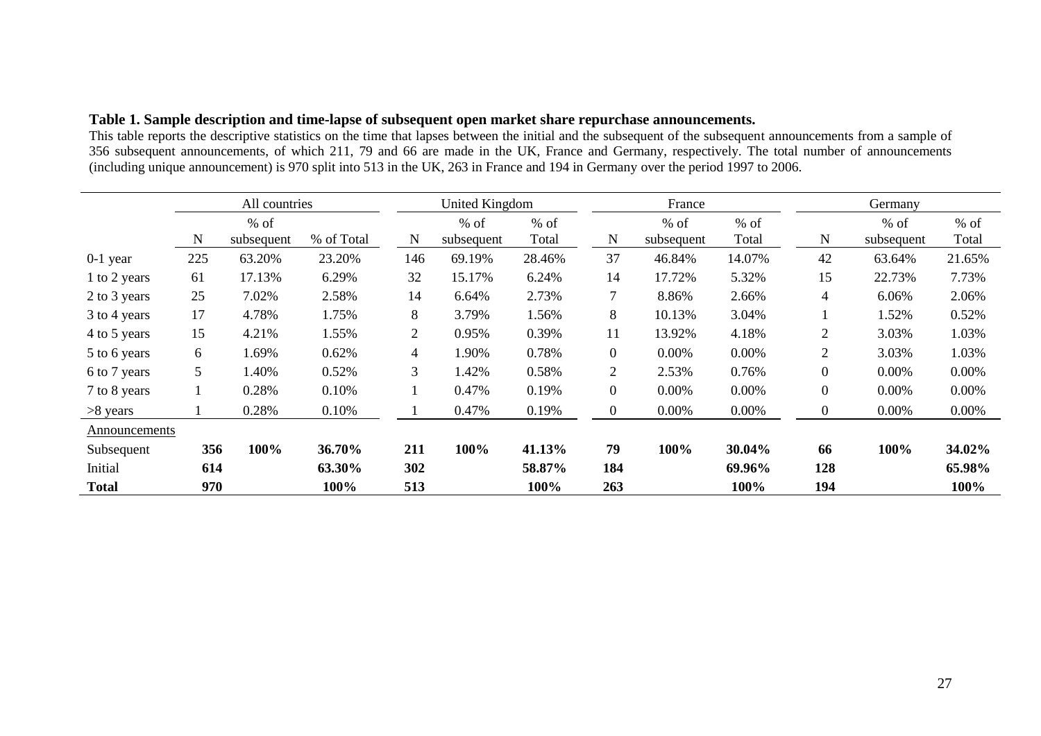**Table 1. Sample description and time-lapse of subsequent open market share repurchase announcements.**

This table reports the descriptive statistics on the time that lapses between the initial and the subsequent of the subsequent announcements from a sample of 356 subsequent announcements, of which 211, 79 and 66 are made in the UK, France and Germany, respectively. The total number of announcements (including unique announcement) is 970 split into 513 in the UK, 263 in France and 194 in Germany over the period 1997 to 2006.

| | All countries | | | United Kingdom | | | France | | | Germany | | |
|---|---|---|---|---|---|---|---|---|---|---|---|---|
| | N | % of subsequent | % of Total | N | % of subsequent | % of Total | N | % of subsequent | % of Total | N | % of subsequent | % of Total |
| 0-1 year | 225 | 63.20% | 23.20% | 146 | 69.19% | 28.46% | 37 | 46.84% | 14.07% | 42 | 63.64% | 21.65% |
| 1 to 2 years | 61 | 17.13% | 6.29% | 32 | 15.17% | 6.24% | 14 | 17.72% | 5.32% | 15 | 22.73% | 7.73% |
| 2 to 3 years | 25 | 7.02% | 2.58% | 14 | 6.64% | 2.73% | 7 | 8.86% | 2.66% | 4 | 6.06% | 2.06% |
| 3 to 4 years | 17 | 4.78% | 1.75% | 8 | 3.79% | 1.56% | 8 | 10.13% | 3.04% | 1 | 1.52% | 0.52% |
| 4 to 5 years | 15 | 4.21% | 1.55% | 2 | 0.95% | 0.39% | 11 | 13.92% | 4.18% | 2 | 3.03% | 1.03% |
| 5 to 6 years | 6 | 1.69% | 0.62% | 4 | 1.90% | 0.78% | 0 | 0.00% | 0.00% | 2 | 3.03% | 1.03% |
| 6 to 7 years | 5 | 1.40% | 0.52% | 3 | 1.42% | 0.58% | 2 | 2.53% | 0.76% | 0 | 0.00% | 0.00% |
| 7 to 8 years | 1 | 0.28% | 0.10% | 1 | 0.47% | 0.19% | 0 | 0.00% | 0.00% | 0 | 0.00% | 0.00% |
| >8 years | 1 | 0.28% | 0.10% | 1 | 0.47% | 0.19% | 0 | 0.00% | 0.00% | 0 | 0.00% | 0.00% |
| Announcements | | | | | | | | | | | | |
| Subsequent | **356** | **100%** | **36.70%** | **211** | **100%** | **41.13%** | **79** | **100%** | **30.04%** | **66** | **100%** | **34.02%** |
| Initial | **614** | | **63.30%** | **302** | | **58.87%** | **184** | | **69.96%** | **128** | | **65.98%** |
| **Total** | **970** | | **100%** | **513** | | **100%** | **263** | | **100%** | **194** | | **100%** |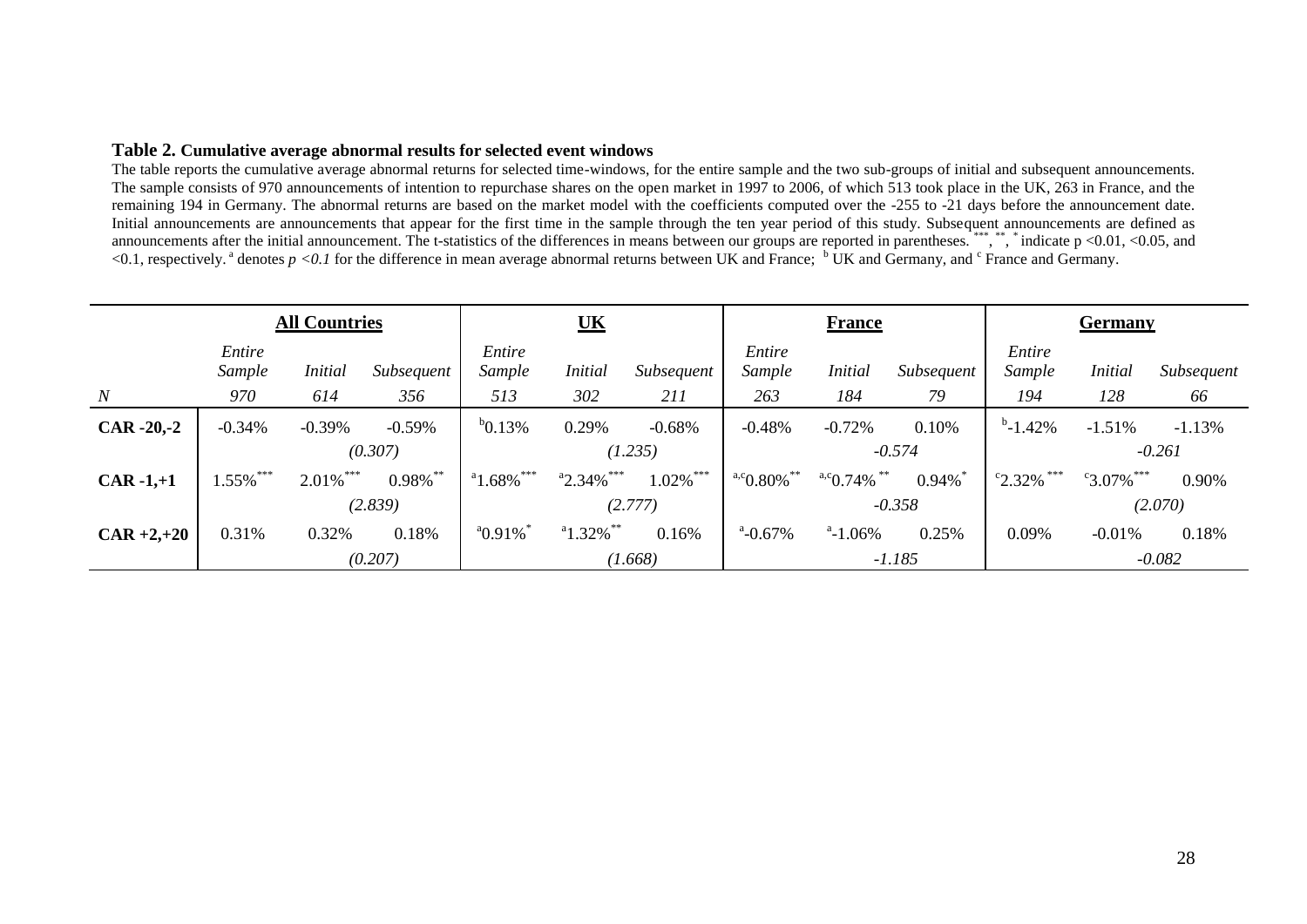**Table 2. Cumulative average abnormal results for selected event windows**

The table reports the cumulative average abnormal returns for selected time-windows, for the entire sample and the two sub-groups of initial and subsequent announcements. The sample consists of 970 announcements of intention to repurchase shares on the open market in 1997 to 2006, of which 513 took place in the UK, 263 in France, and the remaining 194 in Germany. The abnormal returns are based on the market model with the coefficients computed over the -255 to -21 days before the announcement date. Initial announcements are announcements that appear for the first time in the sample through the ten year period of this study. Subsequent announcements are defined as announcements after the initial announcement. The t-statistics of the differences in means between our groups are reported in parentheses. ***, **, * indicate p <0.01, <0.05, and <0.1, respectively. [a] denotes $p < 0.1$ for the difference in mean average abnormal returns between UK and France; [b] UK and Germany, and [c] France and Germany.

| | **All Countries** | | | **UK** | | | **France** | | | **Germany** | | |
|---|---|---|---|---|---|---|---|---|---|---|---|---|
| | *Entire Sample* | *Initial* | *Subsequent* | *Entire Sample* | *Initial* | *Subsequent* | *Entire Sample* | *Initial* | *Subsequent* | *Entire Sample* | *Initial* | *Subsequent* |
| *N* | *970* | *614* | *356* | *513* | *302* | *211* | *263* | *184* | *79* | *194* | *128* | *66* |
| **CAR -20,-2** | -0.34% | -0.39% | -0.59% | [b]0.13% | 0.29% | -0.68% | -0.48% | -0.72% | 0.10% | [b]-1.42% | -1.51% | -1.13% |
| | | *(0.307)* | | | *(1.235)* | | | *-0.574* | | | *-0.261* | |
| **CAR -1,+1** | 1.55%*** | 2.01%*** | 0.98%** | [a]1.68%*** | [a]2.34%*** | 1.02%*** | [a,c]0.80%** | [a,c]0.74%** | 0.94%* | [c]2.32%*** | [c]3.07%*** | 0.90% |
| | | *(2.839)* | | | *(2.777)* | | | *-0.358* | | | *(2.070)* | |
| **CAR +2,+20** | 0.31% | 0.32% | 0.18% | [a]0.91%* | [a]1.32%** | 0.16% | [a]-0.67% | [a]-1.06% | 0.25% | 0.09% | -0.01% | 0.18% |
| | | *(0.207)* | | | *(1.668)* | | | *-1.185* | | | *-0.082* | |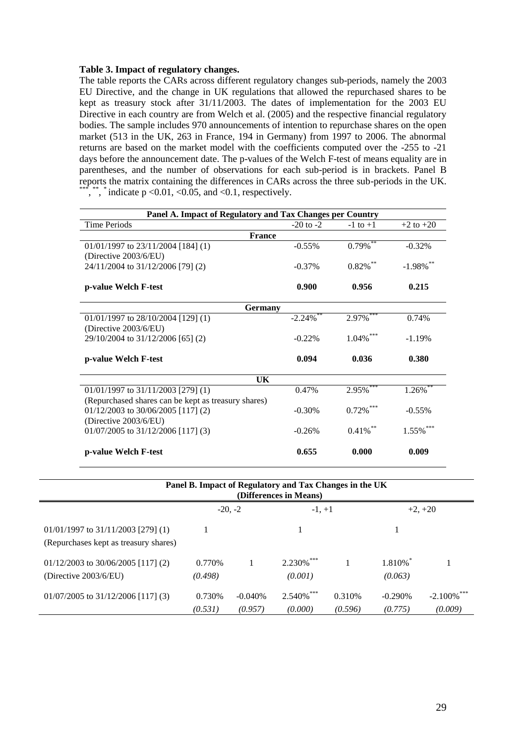**Table 3. Impact of regulatory changes.**

The table reports the CARs across different regulatory changes sub-periods, namely the 2003 EU Directive, and the change in UK regulations that allowed the repurchased shares to be kept as treasury stock after 31/11/2003. The dates of implementation for the 2003 EU Directive in each country are from Welch et al. (2005) and the respective financial regulatory bodies. The sample includes 970 announcements of intention to repurchase shares on the open market (513 in the UK, 263 in France, 194 in Germany) from 1997 to 2006. The abnormal returns are based on the market model with the coefficients computed over the -255 to -21 days before the announcement date. The p-values of the Welch F-test of means equality are in parentheses, and the number of observations for each sub-period is in brackets. Panel B reports the matrix containing the differences in CARs across the three sub-periods in the UK. $^{***}$, $^{**}$, $^{*}$ indicate p <0.01, <0.05, and <0.1, respectively.

| Panel A. Impact of Regulatory and Tax Changes per Country | | | |
|---|---|---|---|
| Time Periods | -20 to -2 | -1 to +1 | +2 to +20 |
| **France** | | | |
| 01/01/1997 to 23/11/2004 [184] (1) | -0.55% | 0.79%$^{**}$ | -0.32% |
| (Directive 2003/6/EU) 24/11/2004 to 31/12/2006 [79] (2) | -0.37% | 0.82%$^{**}$ | -1.98%$^{**}$ |
| **p-value Welch F-test** | **0.900** | **0.956** | **0.215** |
| **Germany** | | | |
| 01/01/1997 to 28/10/2004 [129] (1) | -2.24%$^{**}$ | 2.97%$^{***}$ | 0.74% |
| (Directive 2003/6/EU) 29/10/2004 to 31/12/2006 [65] (2) | -0.22% | 1.04%$^{***}$ | -1.19% |
| **p-value Welch F-test** | **0.094** | **0.036** | **0.380** |
| **UK** | | | |
| 01/01/1997 to 31/11/2003 [279] (1) | 0.47% | 2.95%$^{***}$ | 1.26%$^{**}$ |
| (Repurchased shares can be kept as treasury shares) 01/12/2003 to 30/06/2005 [117] (2) | -0.30% | 0.72%$^{***}$ | -0.55% |
| (Directive 2003/6/EU) 01/07/2005 to 31/12/2006 [117] (3) | -0.26% | 0.41%$^{**}$ | 1.55%$^{***}$ |
| **p-value Welch F-test** | **0.655** | **0.000** | **0.009** |

| Panel B. Impact of Regulatory and Tax Changes in the UK (Differences in Means) | | | | | | |
|---|---|---|---|---|---|---|
| | -20, -2 | | -1, +1 | | +2, +20 | |
| 01/01/1997 to 31/11/2003 [279] (1) (Repurchases kept as treasury shares) | 1 | | 1 | | 1 | |
| 01/12/2003 to 30/06/2005 [117] (2) (Directive 2003/6/EU) | 0.770% *(0.498)* | 1 | 2.230%$^{***}$ *(0.001)* | 1 | 1.810%$^{*}$ *(0.063)* | 1 |
| 01/07/2005 to 31/12/2006 [117] (3) | 0.730% *(0.531)* | -0.040% *(0.957)* | 2.540%$^{***}$ *(0.000)* | 0.310% *(0.596)* | -0.290% *(0.775)* | -2.100%$^{***}$ *(0.009)* |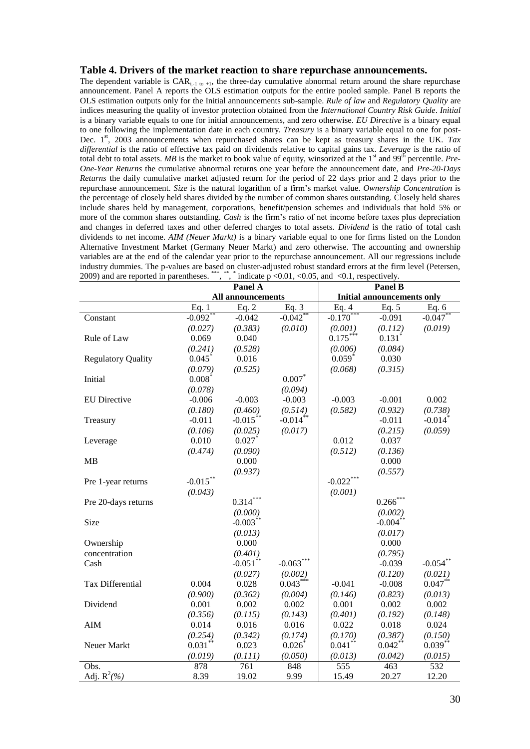## Table 4. Drivers of the market reaction to share repurchase announcements.

The dependent variable is $CAR_{i,-1 \text{ to } +1}$, the three-day cumulative abnormal return around the share repurchase announcement. Panel A reports the OLS estimation outputs for the entire pooled sample. Panel B reports the OLS estimation outputs only for the Initial announcements sub-sample. *Rule of law* and *Regulatory Quality* are indices measuring the quality of investor protection obtained from the *International Country Risk Guide*. *Initial* is a binary variable equals to one for initial announcements, and zero otherwise. *EU Directive* is a binary equal to one following the implementation date in each country. *Treasury* is a binary variable equal to one for post-Dec. 1st, 2003 announcements when repurchased shares can be kept as treasury shares in the UK. *Tax differential* is the ratio of effective tax paid on dividends relative to capital gains tax. *Leverage* is the ratio of total debt to total assets. *MB* is the market to book value of equity, winsorized at the 1st and 99th percentile. *Pre-One-Year Returns* the cumulative abnormal returns one year before the announcement date, and *Pre-20-Days Returns* the daily cumulative market adjusted return for the period of 22 days prior and 2 days prior to the repurchase announcement. *Size* is the natural logarithm of a firm's market value. *Ownership Concentration* is the percentage of closely held shares divided by the number of common shares outstanding. Closely held shares include shares held by management, corporations, benefit/pension schemes and individuals that hold 5% or more of the common shares outstanding. *Cash* is the firm's ratio of net income before taxes plus depreciation and changes in deferred taxes and other deferred charges to total assets. *Dividend* is the ratio of total cash dividends to net income. *AIM (Neuer Markt)* is a binary variable equal to one for firms listed on the London Alternative Investment Market (Germany Neuer Markt) and zero otherwise. The accounting and ownership variables are at the end of the calendar year prior to the repurchase announcement. All our regressions include industry dummies. The p-values are based on cluster-adjusted robust standard errors at the firm level (Petersen, 2009) and are reported in parentheses. $^{***}$, $^{**}$, $^{*}$ indicate p <0.01, <0.05, and <0.1, respectively.

| | Panel A | | | Panel B | | |
|---|---|---|---|---|---|---|
| | All announcements | | | Initial announcements only | | |
| | Eq. 1 | Eq. 2 | Eq. 3 | Eq. 4 | Eq. 5 | Eq. 6 |
| Constant | $-0.092^{**}$ | -0.042 | $-0.042^{**}$ | $-0.170^{***}$ | -0.091 | $-0.047^{**}$ |
| | *(0.027)* | *(0.383)* | *(0.010)* | *(0.001)* | *(0.112)* | *(0.019)* |
| Rule of Law | 0.069 | 0.040 | | $0.175^{***}$ | $0.131^{*}$ | |
| | *(0.241)* | *(0.528)* | | *(0.006)* | *(0.084)* | |
| Regulatory Quality | $0.045^{*}$ | 0.016 | | $0.059^{*}$ | 0.030 | |
| | *(0.079)* | *(0.525)* | | *(0.068)* | *(0.315)* | |
| Initial | $0.008^{*}$ | | $0.007^{*}$ | | | |
| | *(0.078)* | | *(0.094)* | | | |
| EU Directive | -0.006 | -0.003 | -0.003 | -0.003 | -0.001 | 0.002 |
| | *(0.180)* | *(0.460)* | *(0.514)* | *(0.582)* | *(0.932)* | *(0.738)* |
| Treasury | -0.011 | $-0.015^{**}$ | $-0.014^{**}$ | | -0.011 | $-0.014^{*}$ |
| | *(0.106)* | *(0.025)* | *(0.017)* | | *(0.215)* | *(0.059)* |
| Leverage | 0.010 | $0.027^{*}$ | | 0.012 | 0.037 | |
| | *(0.474)* | *(0.090)* | | *(0.512)* | *(0.136)* | |
| MB | | 0.000 | | | 0.000 | |
| | | *(0.937)* | | | *(0.557)* | |
| Pre 1-year returns | $-0.015^{**}$ | | | $-0.022^{***}$ | | |
| | *(0.043)* | | | *(0.001)* | | |
| Pre 20-days returns | | $0.314^{***}$ | | | $0.266^{***}$ | |
| | | *(0.000)* | | | *(0.002)* | |
| Size | | $-0.003^{**}$ | | | $-0.004^{**}$ | |
| | | *(0.013)* | | | *(0.017)* | |
| Ownership concentration | | 0.000 | | | 0.000 | |
| | | *(0.401)* | | | *(0.795)* | |
| Cash | | $-0.051^{**}$ | $-0.063^{***}$ | | -0.039 | $-0.054^{**}$ |
| | | *(0.027)* | *(0.002)* | | *(0.120)* | *(0.021)* |
| Tax Differential | 0.004 | 0.028 | $0.043^{***}$ | -0.041 | -0.008 | $0.047^{**}$ |
| | *(0.900)* | *(0.362)* | *(0.004)* | *(0.146)* | *(0.823)* | *(0.013)* |
| Dividend | 0.001 | 0.002 | 0.002 | 0.001 | 0.002 | 0.002 |
| | *(0.356)* | *(0.115)* | *(0.143)* | *(0.401)* | *(0.192)* | *(0.148)* |
| AIM | 0.014 | 0.016 | 0.016 | 0.022 | 0.018 | 0.024 |
| | *(0.254)* | *(0.342)* | *(0.174)* | *(0.170)* | *(0.387)* | *(0.150)* |
| Neuer Markt | $0.031^{**}$ | 0.023 | $0.026^{*}$ | $0.041^{**}$ | $0.042^{**}$ | $0.039^{**}$ |
| | *(0.019)* | *(0.111)* | *(0.050)* | *(0.013)* | *(0.042)* | *(0.015)* |
| Obs. | 878 | 761 | 848 | 555 | 463 | 532 |
| Adj. $R^2$*(%)* | 8.39 | 19.02 | 9.99 | 15.49 | 20.27 | 12.20 |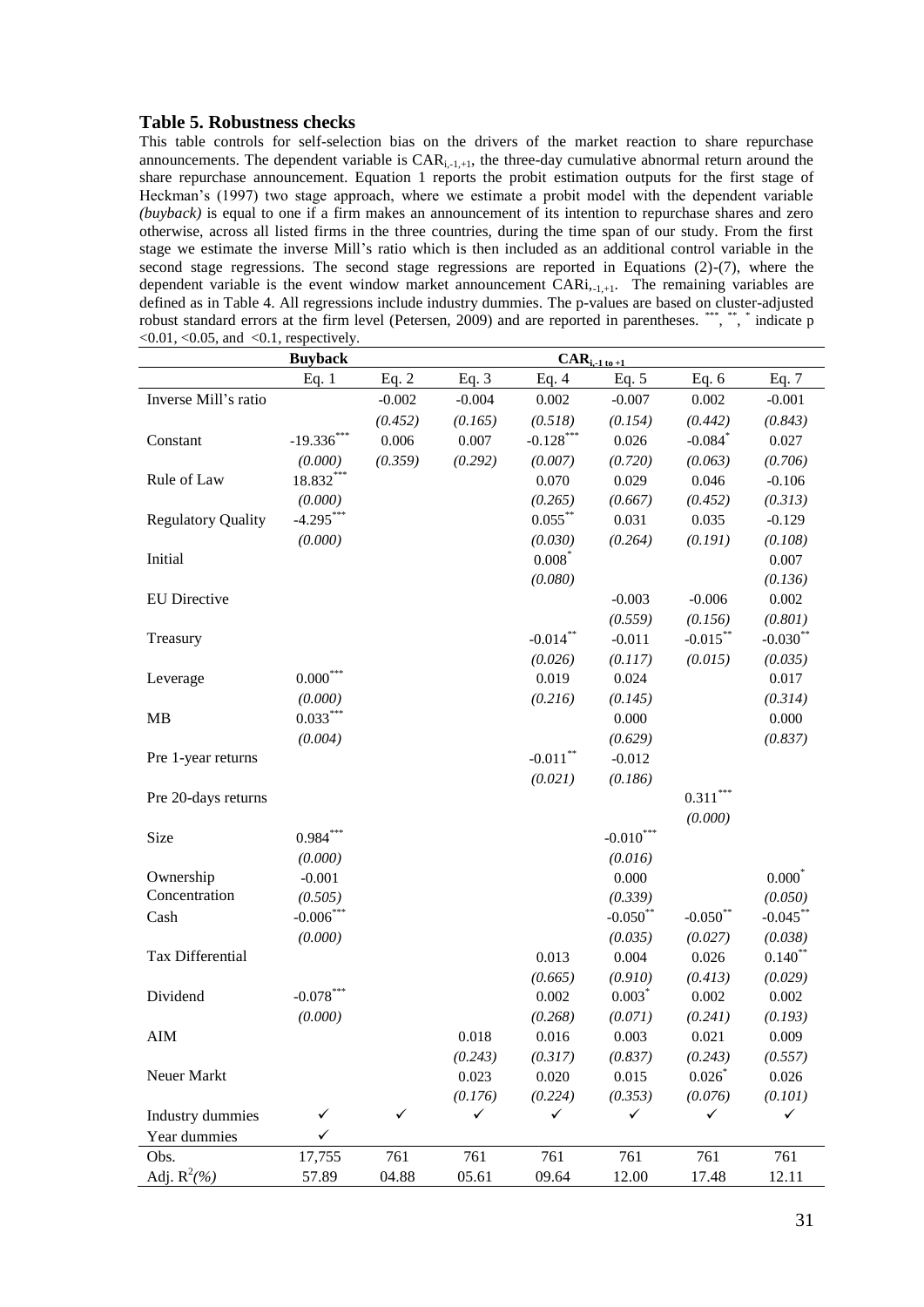### Table 5. Robustness checks

This table controls for self-selection bias on the drivers of the market reaction to share repurchase announcements. The dependent variable is $CAR_{i,-1,+1}$, the three-day cumulative abnormal return around the share repurchase announcement. Equation 1 reports the probit estimation outputs for the first stage of Heckman's (1997) two stage approach, where we estimate a probit model with the dependent variable *(buyback)* is equal to one if a firm makes an announcement of its intention to repurchase shares and zero otherwise, across all listed firms in the three countries, during the time span of our study. From the first stage we estimate the inverse Mill's ratio which is then included as an additional control variable in the second stage regressions. The second stage regressions are reported in Equations (2)-(7), where the dependent variable is the event window market announcement $CARi_{,-1,+1}$. The remaining variables are defined as in Table 4. All regressions include industry dummies. The p-values are based on cluster-adjusted robust standard errors at the firm level (Petersen, 2009) and are reported in parentheses. $^{***}$, $^{**}$, $^{*}$ indicate p <0.01, <0.05, and <0.1, respectively.

| | Buyback | $CAR_{i,-1\ to\ +1}$ | | | | | |
|---|---|---|---|---|---|---|---|
| | Eq. 1 | Eq. 2 | Eq. 3 | Eq. 4 | Eq. 5 | Eq. 6 | Eq. 7 |
| Inverse Mill's ratio | | -0.002 | -0.004 | 0.002 | -0.007 | 0.002 | -0.001 |
| | | *(0.452)* | *(0.165)* | *(0.518)* | *(0.154)* | *(0.442)* | *(0.843)* |
| Constant | $-19.336^{***}$ | 0.006 | 0.007 | $-0.128^{***}$ | 0.026 | $-0.084^{*}$ | 0.027 |
| | *(0.000)* | *(0.359)* | *(0.292)* | *(0.007)* | *(0.720)* | *(0.063)* | *(0.706)* |
| Rule of Law | $18.832^{***}$ | | | 0.070 | 0.029 | 0.046 | -0.106 |
| | *(0.000)* | | | *(0.265)* | *(0.667)* | *(0.452)* | *(0.313)* |
| Regulatory Quality | $-4.295^{***}$ | | | $0.055^{**}$ | 0.031 | 0.035 | -0.129 |
| | *(0.000)* | | | *(0.030)* | *(0.264)* | *(0.191)* | *(0.108)* |
| Initial | | | | $0.008^{*}$ | | | 0.007 |
| | | | | *(0.080)* | | | *(0.136)* |
| EU Directive | | | | | -0.003 | -0.006 | 0.002 |
| | | | | | *(0.559)* | *(0.156)* | *(0.801)* |
| Treasury | | | | $-0.014^{**}$ | -0.011 | $-0.015^{**}$ | $-0.030^{**}$ |
| | | | | *(0.026)* | *(0.117)* | *(0.015)* | *(0.035)* |
| Leverage | $0.000^{***}$ | | | 0.019 | 0.024 | | 0.017 |
| | *(0.000)* | | | *(0.216)* | *(0.145)* | | *(0.314)* |
| MB | $0.033^{***}$ | | | | 0.000 | | 0.000 |
| | *(0.004)* | | | | *(0.629)* | | *(0.837)* |
| Pre 1-year returns | | | | $-0.011^{**}$ | -0.012 | | |
| | | | | *(0.021)* | *(0.186)* | | |
| Pre 20-days returns | | | | | | $0.311^{***}$ | |
| | | | | | | *(0.000)* | |
| Size | $0.984^{***}$ | | | | $-0.010^{***}$ | | |
| | *(0.000)* | | | | *(0.016)* | | |
| Ownership Concentration | -0.001 | | | | 0.000 | | $0.000^{*}$ |
| | *(0.505)* | | | | *(0.339)* | | *(0.050)* |
| Cash | $-0.006^{***}$ | | | | $-0.050^{**}$ | $-0.050^{**}$ | $-0.045^{**}$ |
| | *(0.000)* | | | | *(0.035)* | *(0.027)* | *(0.038)* |
| Tax Differential | | | | 0.013 | 0.004 | 0.026 | $0.140^{**}$ |
| | | | | *(0.665)* | *(0.910)* | *(0.413)* | *(0.029)* |
| Dividend | $-0.078^{***}$ | | | 0.002 | $0.003^{*}$ | 0.002 | 0.002 |
| | *(0.000)* | | | *(0.268)* | *(0.071)* | *(0.241)* | *(0.193)* |
| AIM | | | 0.018 | 0.016 | 0.003 | 0.021 | 0.009 |
| | | | *(0.243)* | *(0.317)* | *(0.837)* | *(0.243)* | *(0.557)* |
| Neuer Markt | | | 0.023 | 0.020 | 0.015 | $0.026^{*}$ | 0.026 |
| | | | *(0.176)* | *(0.224)* | *(0.353)* | *(0.076)* | *(0.101)* |
| Industry dummies | ✓ | ✓ | ✓ | ✓ | ✓ | ✓ | ✓ |
| Year dummies | ✓ | | | | | | |
| Obs. | 17,755 | 761 | 761 | 761 | 761 | 761 | 761 |
| Adj. $R^2$*(%)* | 57.89 | 04.88 | 05.61 | 09.64 | 12.00 | 17.48 | 12.11 |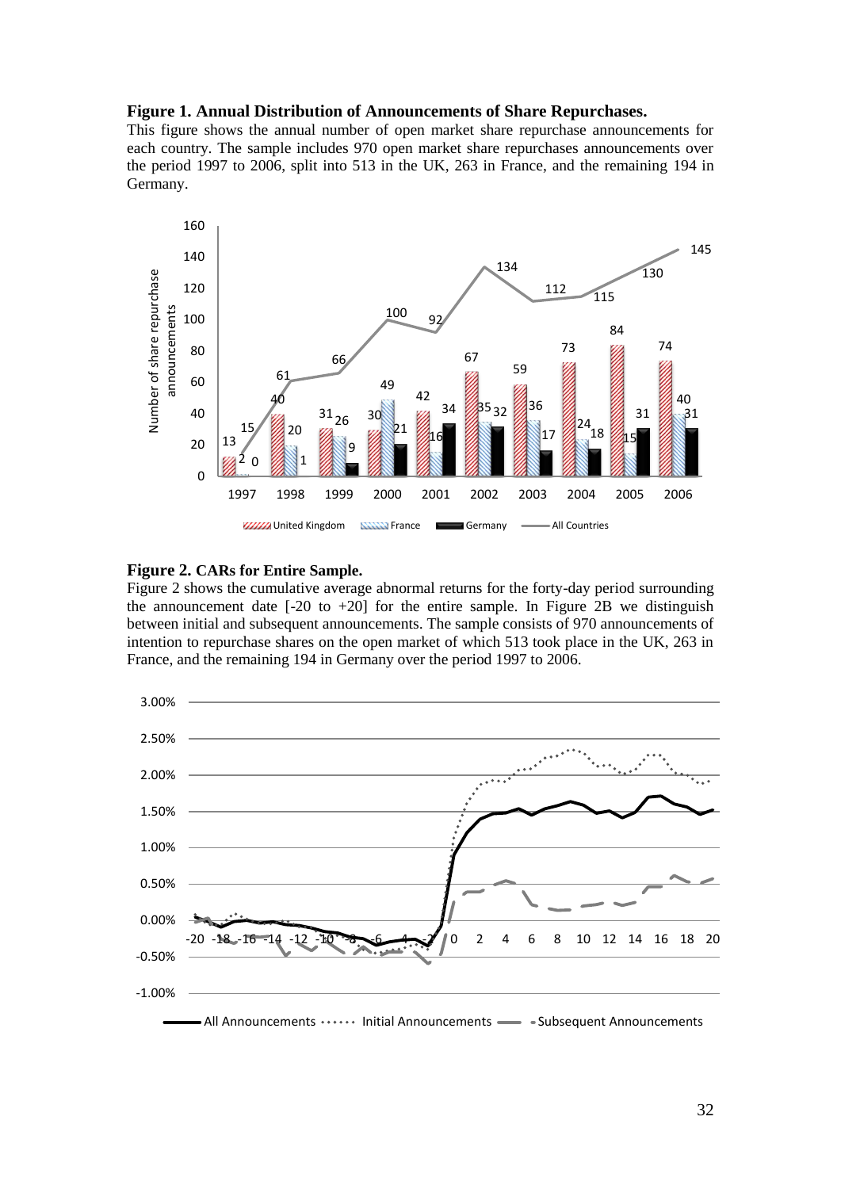**Figure 1. Annual Distribution of Announcements of Share Repurchases.**

This figure shows the annual number of open market share repurchase announcements for each country. The sample includes 970 open market share repurchases announcements over the period 1997 to 2006, split into 513 in the UK, 263 in France, and the remaining 194 in Germany.

**Figure 2. CARs for Entire Sample.**

Figure 2 shows the cumulative average abnormal returns for the forty-day period surrounding the announcement date [-20 to +20] for the entire sample. In Figure 2B we distinguish between initial and subsequent announcements. The sample consists of 970 announcements of intention to repurchase shares on the open market of which 513 took place in the UK, 263 in France, and the remaining 194 in Germany over the period 1997 to 2006.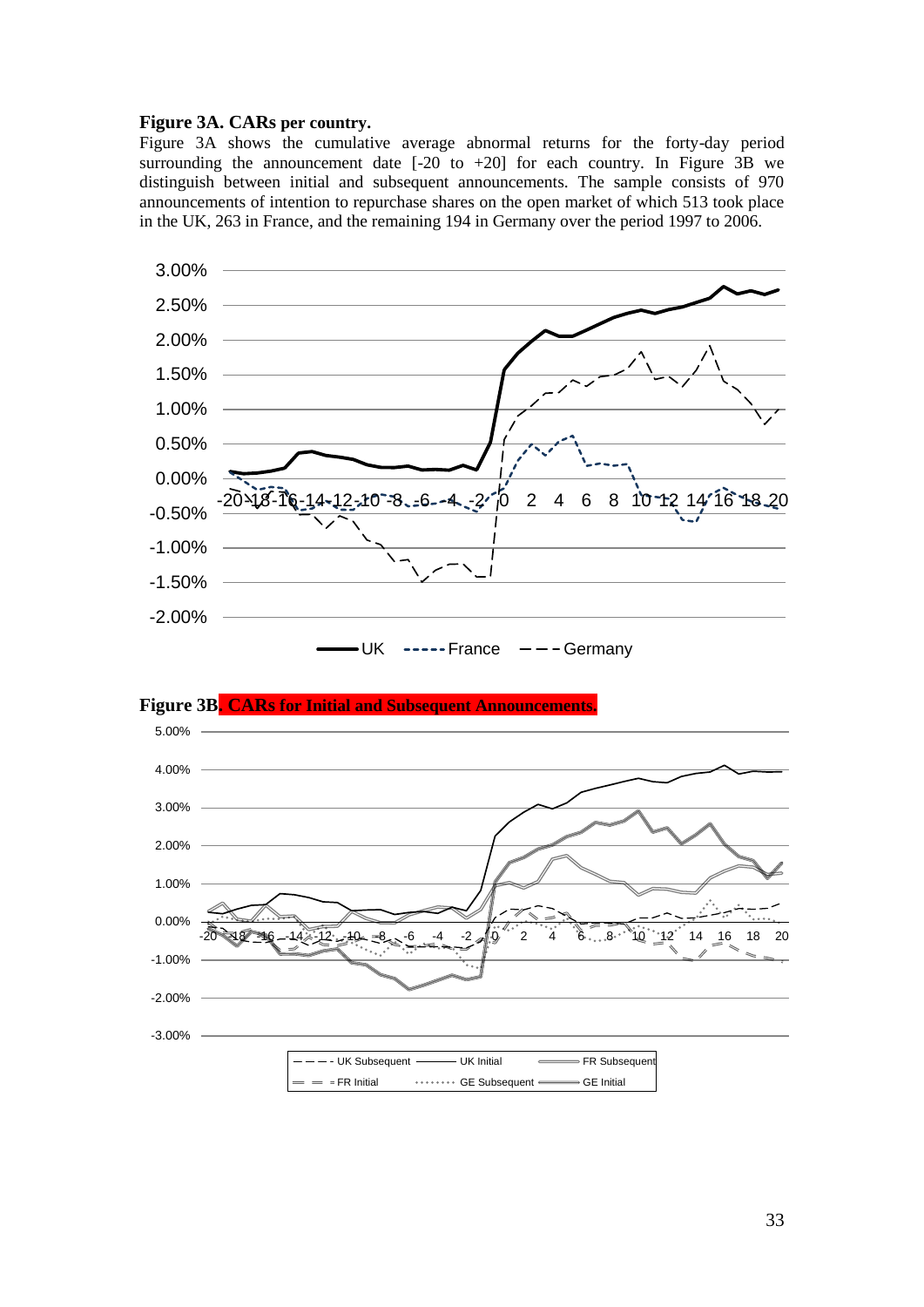**Figure 3A. CARs per country.**

Figure 3A shows the cumulative average abnormal returns for the forty-day period surrounding the announcement date [-20 to +20] for each country. In Figure 3B we distinguish between initial and subsequent announcements. The sample consists of 970 announcements of intention to repurchase shares on the open market of which 513 took place in the UK, 263 in France, and the remaining 194 in Germany over the period 1997 to 2006.

**Figure 3B. CARs for Initial and Subsequent Announcements.**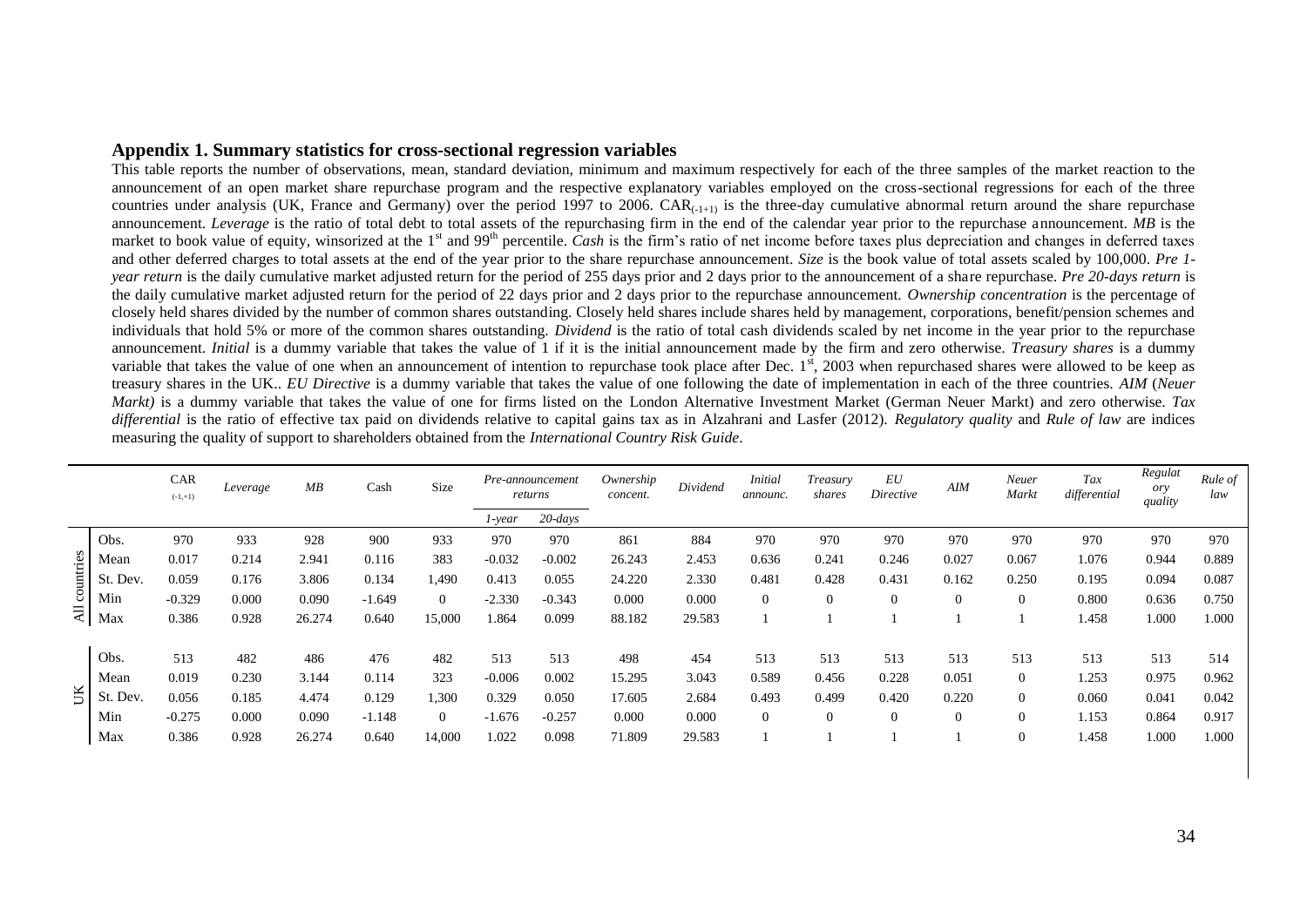### Appendix 1. Summary statistics for cross-sectional regression variables

This table reports the number of observations, mean, standard deviation, minimum and maximum respectively for each of the three samples of the market reaction to the announcement of an open market share repurchase program and the respective explanatory variables employed on the cross-sectional regressions for each of the three countries under analysis (UK, France and Germany) over the period 1997 to 2006. $CAR_{(-1+1)}$ is the three-day cumulative abnormal return around the share repurchase announcement. *Leverage* is the ratio of total debt to total assets of the repurchasing firm in the end of the calendar year prior to the repurchase announcement. *MB* is the market to book value of equity, winsorized at the 1st and 99th percentile. *Cash* is the firm's ratio of net income before taxes plus depreciation and changes in deferred taxes and other deferred charges to total assets at the end of the year prior to the share repurchase announcement. *Size* is the book value of total assets scaled by 100,000. *Pre 1-year return* is the daily cumulative market adjusted return for the period of 255 days prior and 2 days prior to the announcement of a share repurchase. *Pre 20-days return* is the daily cumulative market adjusted return for the period of 22 days prior and 2 days prior to the repurchase announcement. *Ownership concentration* is the percentage of closely held shares divided by the number of common shares outstanding. Closely held shares include shares held by management, corporations, benefit/pension schemes and individuals that hold 5% or more of the common shares outstanding. *Dividend* is the ratio of total cash dividends scaled by net income in the year prior to the repurchase announcement. *Initial* is a dummy variable that takes the value of 1 if it is the initial announcement made by the firm and zero otherwise. *Treasury shares* is a dummy variable that takes the value of one when an announcement of intention to repurchase took place after Dec. 1st, 2003 when repurchased shares were allowed to be keep as treasury shares in the UK.. *EU Directive* is a dummy variable that takes the value of one following the date of implementation in each of the three countries. *AIM* (*Neuer Markt)* is a dummy variable that takes the value of one for firms listed on the London Alternative Investment Market (German Neuer Markt) and zero otherwise. *Tax differential* is the ratio of effective tax paid on dividends relative to capital gains tax as in Alzahrani and Lasfer (2012). *Regulatory quality* and *Rule of law* are indices measuring the quality of support to shareholders obtained from the *International Country Risk Guide*.

| | | CAR $_{(-1,+1)}$ | *Leverage* | *MB* | Cash | Size | *Pre-announcement returns* | | *Ownership concent.* | *Dividend* | *Initial announc.* | *Treasury shares* | *EU Directive* | *AIM* | *Neuer Markt* | *Tax differential* | *Regulatory quality* | *Rule of law* |
|---|---|---|---|---|---|---|---|---|---|---|---|---|---|---|---|---|---|---|
| | | | | | | | *1-year* | *20-days* | | | | | | | | | | |
| All countries | Obs. | 970 | 933 | 928 | 900 | 933 | 970 | 970 | 861 | 884 | 970 | 970 | 970 | 970 | 970 | 970 | 970 | 970 |
| | Mean | 0.017 | 0.214 | 2.941 | 0.116 | 383 | -0.032 | -0.002 | 26.243 | 2.453 | 0.636 | 0.241 | 0.246 | 0.027 | 0.067 | 1.076 | 0.944 | 0.889 |
| | St. Dev. | 0.059 | 0.176 | 3.806 | 0.134 | 1,490 | 0.413 | 0.055 | 24.220 | 2.330 | 0.481 | 0.428 | 0.431 | 0.162 | 0.250 | 0.195 | 0.094 | 0.087 |
| | Min | -0.329 | 0.000 | 0.090 | -1.649 | 0 | -2.330 | -0.343 | 0.000 | 0.000 | 0 | 0 | 0 | 0 | 0 | 0.800 | 0.636 | 0.750 |
| | Max | 0.386 | 0.928 | 26.274 | 0.640 | 15,000 | 1.864 | 0.099 | 88.182 | 29.583 | 1 | 1 | 1 | 1 | 1 | 1.458 | 1.000 | 1.000 |
| UK | Obs. | 513 | 482 | 486 | 476 | 482 | 513 | 513 | 498 | 454 | 513 | 513 | 513 | 513 | 513 | 513 | 513 | 514 |
| | Mean | 0.019 | 0.230 | 3.144 | 0.114 | 323 | -0.006 | 0.002 | 15.295 | 3.043 | 0.589 | 0.456 | 0.228 | 0.051 | 0 | 1.253 | 0.975 | 0.962 |
| | St. Dev. | 0.056 | 0.185 | 4.474 | 0.129 | 1,300 | 0.329 | 0.050 | 17.605 | 2.684 | 0.493 | 0.499 | 0.420 | 0.220 | 0 | 0.060 | 0.041 | 0.042 |
| | Min | -0.275 | 0.000 | 0.090 | -1.148 | 0 | -1.676 | -0.257 | 0.000 | 0.000 | 0 | 0 | 0 | 0 | 0 | 1.153 | 0.864 | 0.917 |
| | Max | 0.386 | 0.928 | 26.274 | 0.640 | 14,000 | 1.022 | 0.098 | 71.809 | 29.583 | 1 | 1 | 1 | 1 | 0 | 1.458 | 1.000 | 1.000 |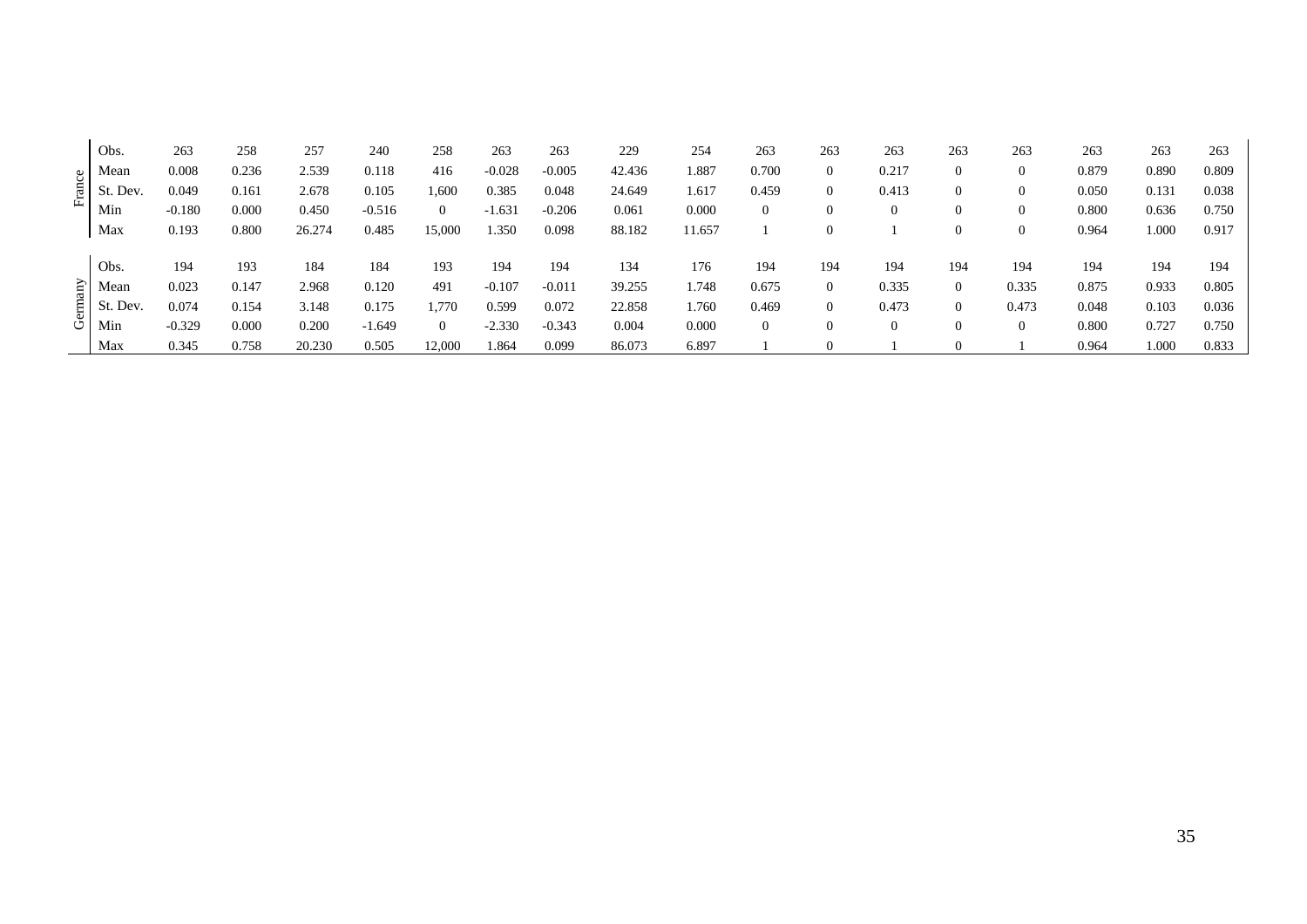| | | | | | | | | | | | | | | | | | | |
|---|---|---|---|---|---|---|---|---|---|---|---|---|---|---|---|---|---|---|
| France | Obs. | 263 | 258 | 257 | 240 | 258 | 263 | 263 | 229 | 254 | 263 | 263 | 263 | 263 | 263 | 263 | 263 | 263 |
| | Mean | 0.008 | 0.236 | 2.539 | 0.118 | 416 | -0.028 | -0.005 | 42.436 | 1.887 | 0.700 | 0 | 0.217 | 0 | 0 | 0.879 | 0.890 | 0.809 |
| | St. Dev. | 0.049 | 0.161 | 2.678 | 0.105 | 1,600 | 0.385 | 0.048 | 24.649 | 1.617 | 0.459 | 0 | 0.413 | 0 | 0 | 0.050 | 0.131 | 0.038 |
| | Min | -0.180 | 0.000 | 0.450 | -0.516 | 0 | -1.631 | -0.206 | 0.061 | 0.000 | 0 | 0 | 0 | 0 | 0 | 0.800 | 0.636 | 0.750 |
| | Max | 0.193 | 0.800 | 26.274 | 0.485 | 15,000 | 1.350 | 0.098 | 88.182 | 11.657 | 1 | 0 | 1 | 0 | 0 | 0.964 | 1.000 | 0.917 |
| Germany | Obs. | 194 | 193 | 184 | 184 | 193 | 194 | 194 | 134 | 176 | 194 | 194 | 194 | 194 | 194 | 194 | 194 | 194 |
| | Mean | 0.023 | 0.147 | 2.968 | 0.120 | 491 | -0.107 | -0.011 | 39.255 | 1.748 | 0.675 | 0 | 0.335 | 0 | 0.335 | 0.875 | 0.933 | 0.805 |
| | St. Dev. | 0.074 | 0.154 | 3.148 | 0.175 | 1,770 | 0.599 | 0.072 | 22.858 | 1.760 | 0.469 | 0 | 0.473 | 0 | 0.473 | 0.048 | 0.103 | 0.036 |
| | Min | -0.329 | 0.000 | 0.200 | -1.649 | 0 | -2.330 | -0.343 | 0.004 | 0.000 | 0 | 0 | 0 | 0 | 0 | 0.800 | 0.727 | 0.750 |
| | Max | 0.345 | 0.758 | 20.230 | 0.505 | 12,000 | 1.864 | 0.099 | 86.073 | 6.897 | 1 | 0 | 1 | 0 | 1 | 0.964 | 1.000 | 0.833 |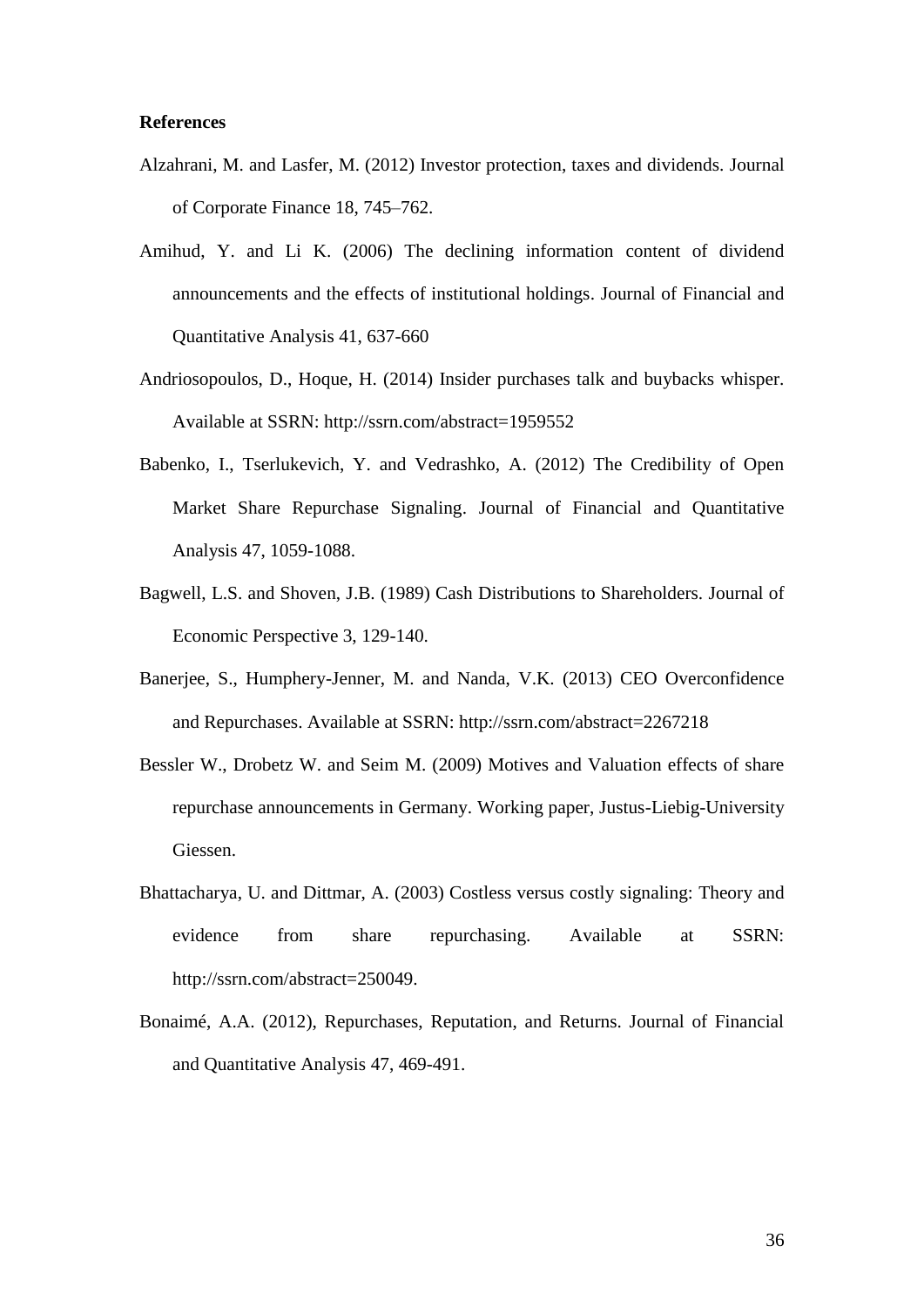**References**

Alzahrani, M. and Lasfer, M. (2012) Investor protection, taxes and dividends. Journal of Corporate Finance 18, 745–762.

Amihud, Y. and Li K. (2006) The declining information content of dividend announcements and the effects of institutional holdings. Journal of Financial and Quantitative Analysis 41, 637-660

Andriosopoulos, D., Hoque, H. (2014) Insider purchases talk and buybacks whisper. Available at SSRN: http://ssrn.com/abstract=1959552

Babenko, I., Tserlukevich, Y. and Vedrashko, A. (2012) The Credibility of Open Market Share Repurchase Signaling. Journal of Financial and Quantitative Analysis 47, 1059-1088.

Bagwell, L.S. and Shoven, J.B. (1989) Cash Distributions to Shareholders. Journal of Economic Perspective 3, 129-140.

Banerjee, S., Humphery-Jenner, M. and Nanda, V.K. (2013) CEO Overconfidence and Repurchases. Available at SSRN: http://ssrn.com/abstract=2267218

Bessler W., Drobetz W. and Seim M. (2009) Motives and Valuation effects of share repurchase announcements in Germany. Working paper, Justus-Liebig-University Giessen.

Bhattacharya, U. and Dittmar, A. (2003) Costless versus costly signaling: Theory and evidence from share repurchasing. Available at SSRN: http://ssrn.com/abstract=250049.

Bonaimé, A.A. (2012), Repurchases, Reputation, and Returns. Journal of Financial and Quantitative Analysis 47, 469-491.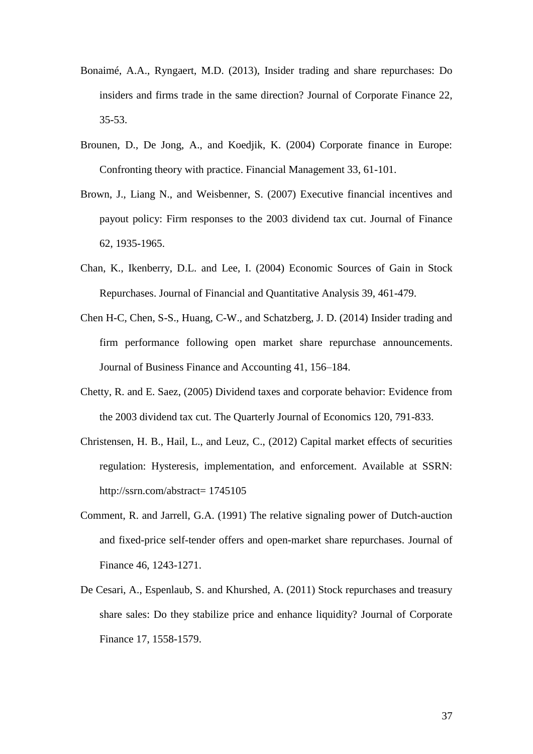Bonaimé, A.A., Ryngaert, M.D. (2013), Insider trading and share repurchases: Do insiders and firms trade in the same direction? Journal of Corporate Finance 22, 35-53.

Brounen, D., De Jong, A., and Koedjik, K. (2004) Corporate finance in Europe: Confronting theory with practice. Financial Management 33, 61-101.

Brown, J., Liang N., and Weisbenner, S. (2007) Executive financial incentives and payout policy: Firm responses to the 2003 dividend tax cut. Journal of Finance 62, 1935-1965.

Chan, K., Ikenberry, D.L. and Lee, I. (2004) Economic Sources of Gain in Stock Repurchases. Journal of Financial and Quantitative Analysis 39, 461-479.

Chen H-C, Chen, S-S., Huang, C-W., and Schatzberg, J. D. (2014) Insider trading and firm performance following open market share repurchase announcements. Journal of Business Finance and Accounting 41, 156–184.

Chetty, R. and E. Saez, (2005) Dividend taxes and corporate behavior: Evidence from the 2003 dividend tax cut. The Quarterly Journal of Economics 120, 791-833.

Christensen, H. B., Hail, L., and Leuz, C., (2012) Capital market effects of securities regulation: Hysteresis, implementation, and enforcement. Available at SSRN: http://ssrn.com/abstract= 1745105

Comment, R. and Jarrell, G.A. (1991) The relative signaling power of Dutch-auction and fixed-price self-tender offers and open-market share repurchases. Journal of Finance 46, 1243-1271.

De Cesari, A., Espenlaub, S. and Khurshed, A. (2011) Stock repurchases and treasury share sales: Do they stabilize price and enhance liquidity? Journal of Corporate Finance 17, 1558-1579.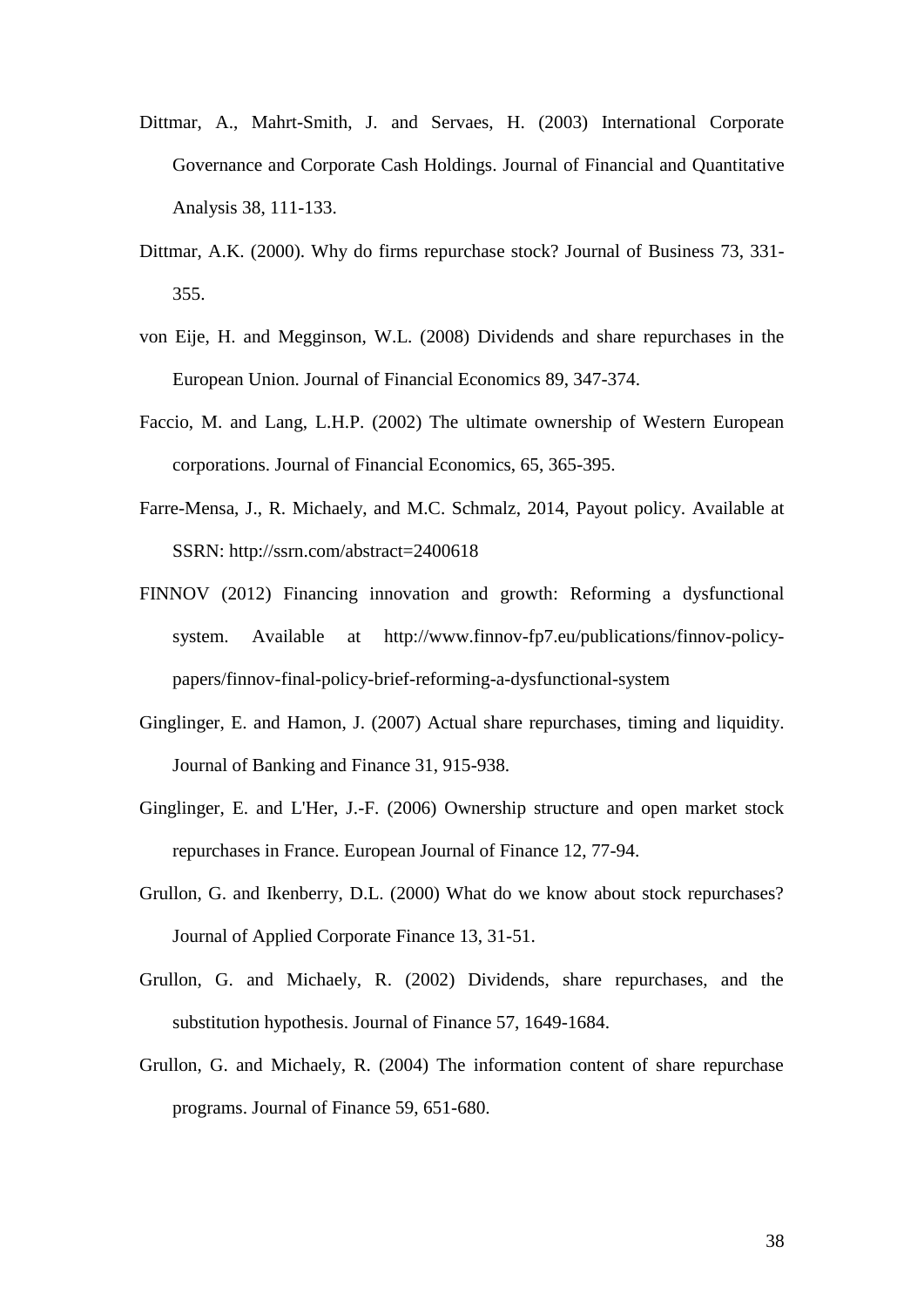Dittmar, A., Mahrt-Smith, J. and Servaes, H. (2003) International Corporate Governance and Corporate Cash Holdings. Journal of Financial and Quantitative Analysis 38, 111-133.

Dittmar, A.K. (2000). Why do firms repurchase stock? Journal of Business 73, 331-355.

von Eije, H. and Megginson, W.L. (2008) Dividends and share repurchases in the European Union. Journal of Financial Economics 89, 347-374.

Faccio, M. and Lang, L.H.P. (2002) The ultimate ownership of Western European corporations. Journal of Financial Economics, 65, 365-395.

Farre-Mensa, J., R. Michaely, and M.C. Schmalz, 2014, Payout policy. Available at SSRN: http://ssrn.com/abstract=2400618

FINNOV (2012) Financing innovation and growth: Reforming a dysfunctional system. Available at http://www.finnov-fp7.eu/publications/finnov-policy-papers/finnov-final-policy-brief-reforming-a-dysfunctional-system

Ginglinger, E. and Hamon, J. (2007) Actual share repurchases, timing and liquidity. Journal of Banking and Finance 31, 915-938.

Ginglinger, E. and L'Her, J.-F. (2006) Ownership structure and open market stock repurchases in France. European Journal of Finance 12, 77-94.

Grullon, G. and Ikenberry, D.L. (2000) What do we know about stock repurchases? Journal of Applied Corporate Finance 13, 31-51.

Grullon, G. and Michaely, R. (2002) Dividends, share repurchases, and the substitution hypothesis. Journal of Finance 57, 1649-1684.

Grullon, G. and Michaely, R. (2004) The information content of share repurchase programs. Journal of Finance 59, 651-680.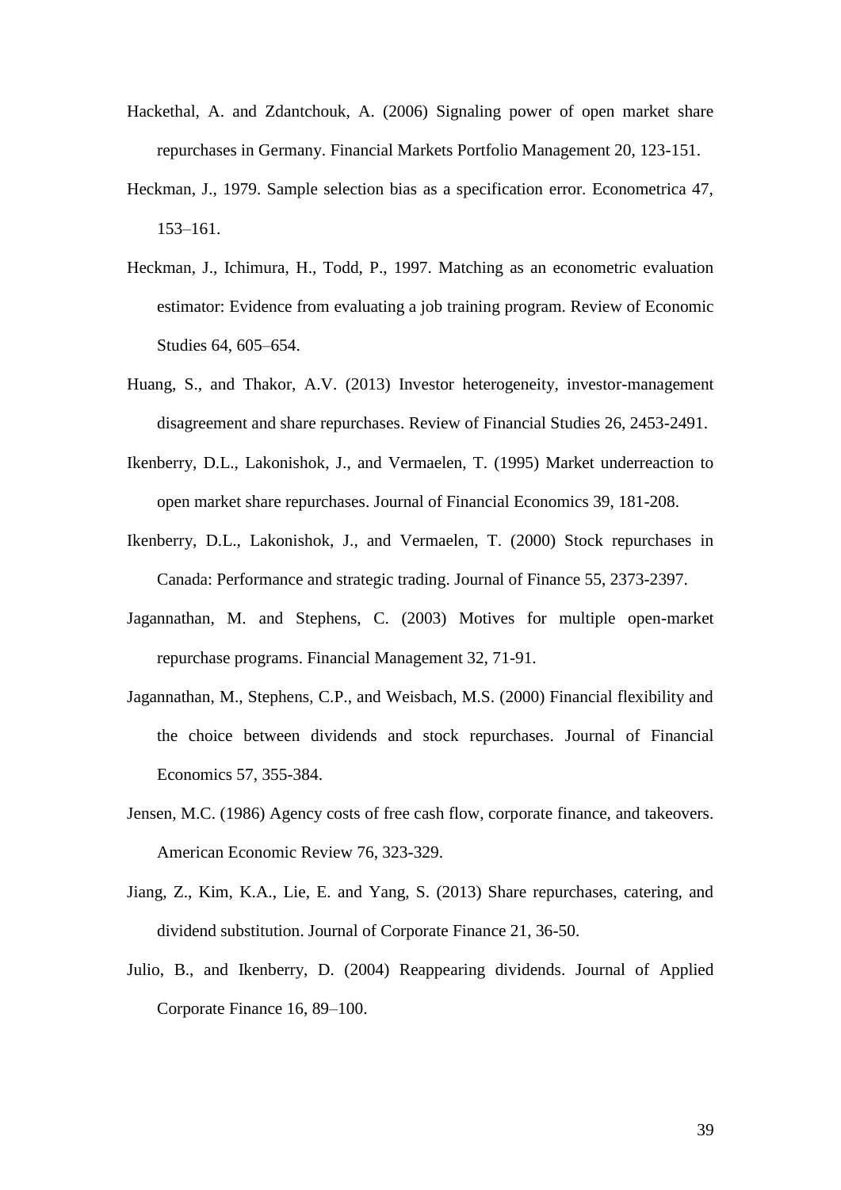Hackethal, A. and Zdantchouk, A. (2006) Signaling power of open market share repurchases in Germany. Financial Markets Portfolio Management 20, 123-151.

Heckman, J., 1979. Sample selection bias as a specification error. Econometrica 47, 153–161.

Heckman, J., Ichimura, H., Todd, P., 1997. Matching as an econometric evaluation estimator: Evidence from evaluating a job training program. Review of Economic Studies 64, 605–654.

Huang, S., and Thakor, A.V. (2013) Investor heterogeneity, investor-management disagreement and share repurchases. Review of Financial Studies 26, 2453-2491.

Ikenberry, D.L., Lakonishok, J., and Vermaelen, T. (1995) Market underreaction to open market share repurchases. Journal of Financial Economics 39, 181-208.

Ikenberry, D.L., Lakonishok, J., and Vermaelen, T. (2000) Stock repurchases in Canada: Performance and strategic trading. Journal of Finance 55, 2373-2397.

Jagannathan, M. and Stephens, C. (2003) Motives for multiple open-market repurchase programs. Financial Management 32, 71-91.

Jagannathan, M., Stephens, C.P., and Weisbach, M.S. (2000) Financial flexibility and the choice between dividends and stock repurchases. Journal of Financial Economics 57, 355-384.

Jensen, M.C. (1986) Agency costs of free cash flow, corporate finance, and takeovers. American Economic Review 76, 323-329.

Jiang, Z., Kim, K.A., Lie, E. and Yang, S. (2013) Share repurchases, catering, and dividend substitution. Journal of Corporate Finance 21, 36-50.

Julio, B., and Ikenberry, D. (2004) Reappearing dividends. Journal of Applied Corporate Finance 16, 89–100.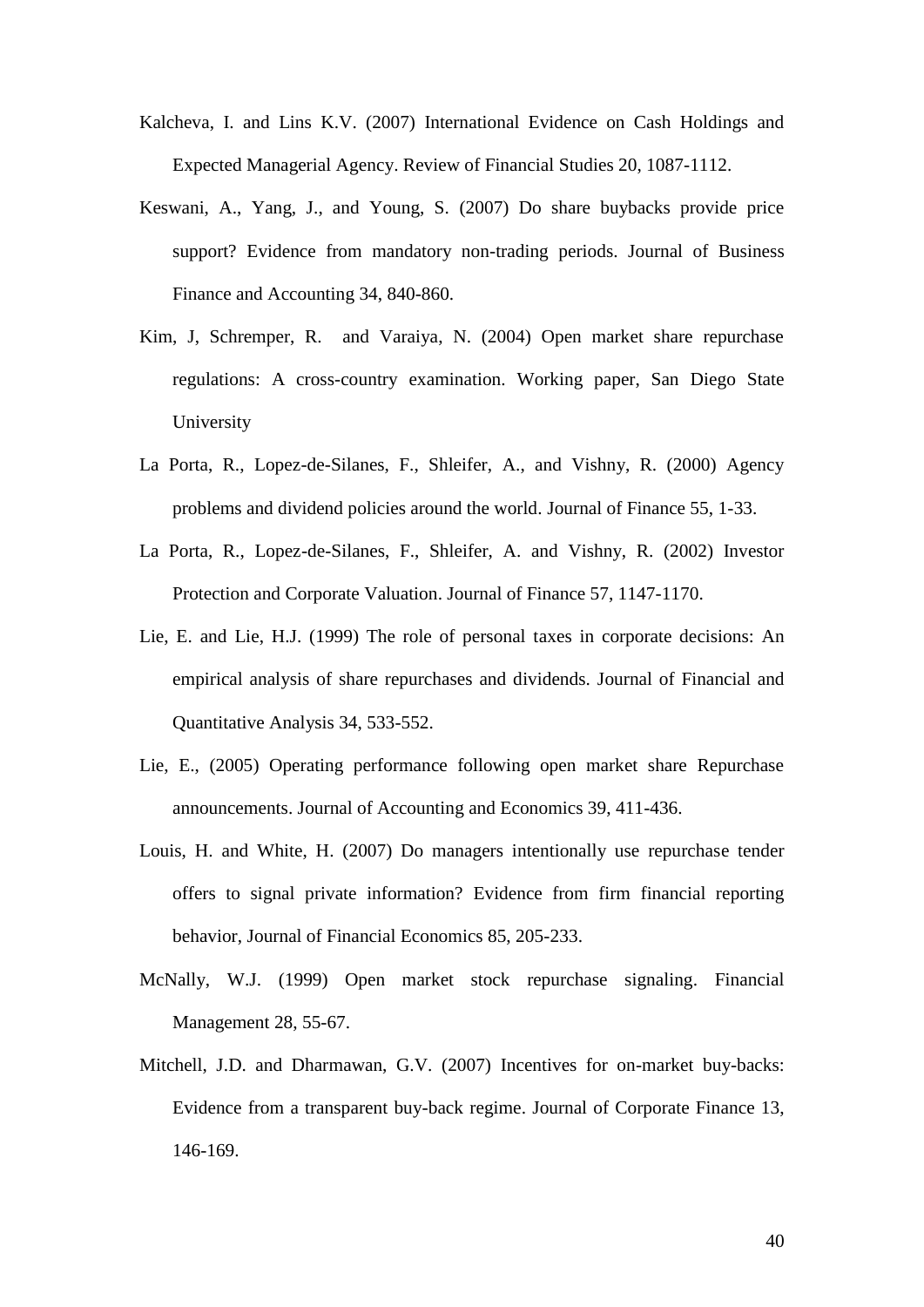Kalcheva, I. and Lins K.V. (2007) International Evidence on Cash Holdings and Expected Managerial Agency. Review of Financial Studies 20, 1087-1112.

Keswani, A., Yang, J., and Young, S. (2007) Do share buybacks provide price support? Evidence from mandatory non-trading periods. Journal of Business Finance and Accounting 34, 840-860.

Kim, J, Schremper, R. and Varaiya, N. (2004) Open market share repurchase regulations: A cross-country examination. Working paper, San Diego State University

La Porta, R., Lopez-de-Silanes, F., Shleifer, A., and Vishny, R. (2000) Agency problems and dividend policies around the world. Journal of Finance 55, 1-33.

La Porta, R., Lopez-de-Silanes, F., Shleifer, A. and Vishny, R. (2002) Investor Protection and Corporate Valuation. Journal of Finance 57, 1147-1170.

Lie, E. and Lie, H.J. (1999) The role of personal taxes in corporate decisions: An empirical analysis of share repurchases and dividends. Journal of Financial and Quantitative Analysis 34, 533-552.

Lie, E., (2005) Operating performance following open market share Repurchase announcements. Journal of Accounting and Economics 39, 411-436.

Louis, H. and White, H. (2007) Do managers intentionally use repurchase tender offers to signal private information? Evidence from firm financial reporting behavior, Journal of Financial Economics 85, 205-233.

McNally, W.J. (1999) Open market stock repurchase signaling. Financial Management 28, 55-67.

Mitchell, J.D. and Dharmawan, G.V. (2007) Incentives for on-market buy-backs: Evidence from a transparent buy-back regime. Journal of Corporate Finance 13, 146-169.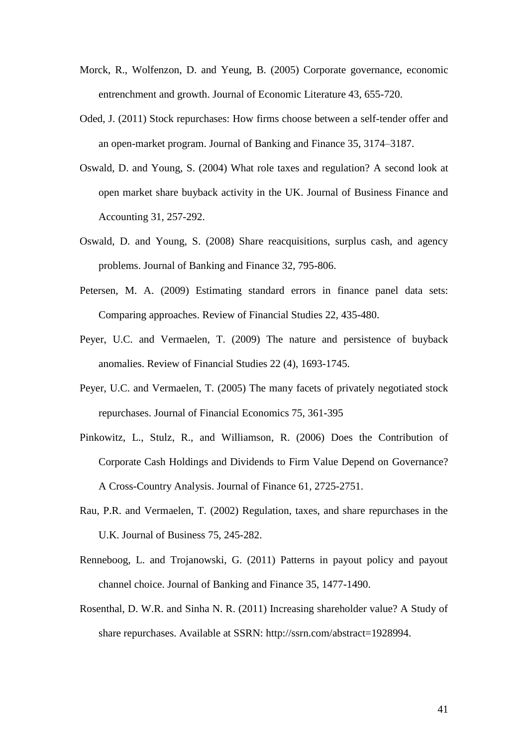Morck, R., Wolfenzon, D. and Yeung, B. (2005) Corporate governance, economic entrenchment and growth. Journal of Economic Literature 43, 655-720.

Oded, J. (2011) Stock repurchases: How firms choose between a self-tender offer and an open-market program. Journal of Banking and Finance 35, 3174–3187.

Oswald, D. and Young, S. (2004) What role taxes and regulation? A second look at open market share buyback activity in the UK. Journal of Business Finance and Accounting 31, 257-292.

Oswald, D. and Young, S. (2008) Share reacquisitions, surplus cash, and agency problems. Journal of Banking and Finance 32, 795-806.

Petersen, M. A. (2009) Estimating standard errors in finance panel data sets: Comparing approaches. Review of Financial Studies 22, 435-480.

Peyer, U.C. and Vermaelen, T. (2009) The nature and persistence of buyback anomalies. Review of Financial Studies 22 (4), 1693-1745.

Peyer, U.C. and Vermaelen, T. (2005) The many facets of privately negotiated stock repurchases. Journal of Financial Economics 75, 361-395

Pinkowitz, L., Stulz, R., and Williamson, R. (2006) Does the Contribution of Corporate Cash Holdings and Dividends to Firm Value Depend on Governance? A Cross-Country Analysis. Journal of Finance 61, 2725-2751.

Rau, P.R. and Vermaelen, T. (2002) Regulation, taxes, and share repurchases in the U.K. Journal of Business 75, 245-282.

Renneboog, L. and Trojanowski, G. (2011) Patterns in payout policy and payout channel choice. Journal of Banking and Finance 35, 1477-1490.

Rosenthal, D. W.R. and Sinha N. R. (2011) Increasing shareholder value? A Study of share repurchases. Available at SSRN: http://ssrn.com/abstract=1928994.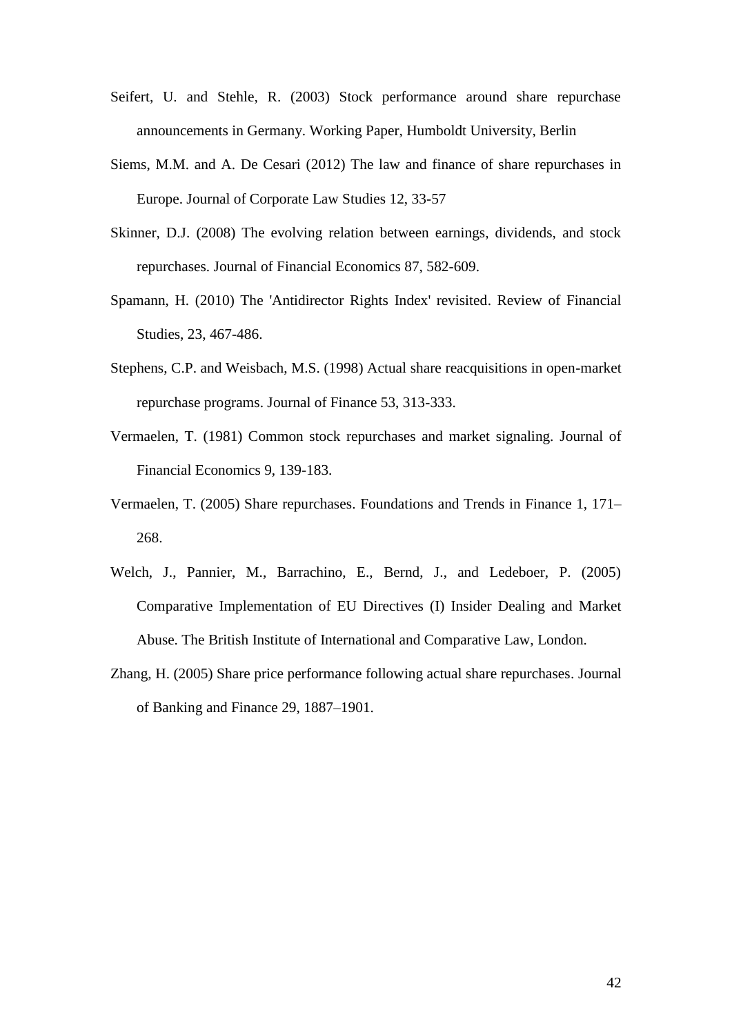Seifert, U. and Stehle, R. (2003) Stock performance around share repurchase announcements in Germany. Working Paper, Humboldt University, Berlin

Siems, M.M. and A. De Cesari (2012) The law and finance of share repurchases in Europe. Journal of Corporate Law Studies 12, 33-57

Skinner, D.J. (2008) The evolving relation between earnings, dividends, and stock repurchases. Journal of Financial Economics 87, 582-609.

Spamann, H. (2010) The 'Antidirector Rights Index' revisited. Review of Financial Studies, 23, 467-486.

Stephens, C.P. and Weisbach, M.S. (1998) Actual share reacquisitions in open-market repurchase programs. Journal of Finance 53, 313-333.

Vermaelen, T. (1981) Common stock repurchases and market signaling. Journal of Financial Economics 9, 139-183.

Vermaelen, T. (2005) Share repurchases. Foundations and Trends in Finance 1, 171–268.

Welch, J., Pannier, M., Barrachino, E., Bernd, J., and Ledeboer, P. (2005) Comparative Implementation of EU Directives (I) Insider Dealing and Market Abuse. The British Institute of International and Comparative Law, London.

Zhang, H. (2005) Share price performance following actual share repurchases. Journal of Banking and Finance 29, 1887–1901.